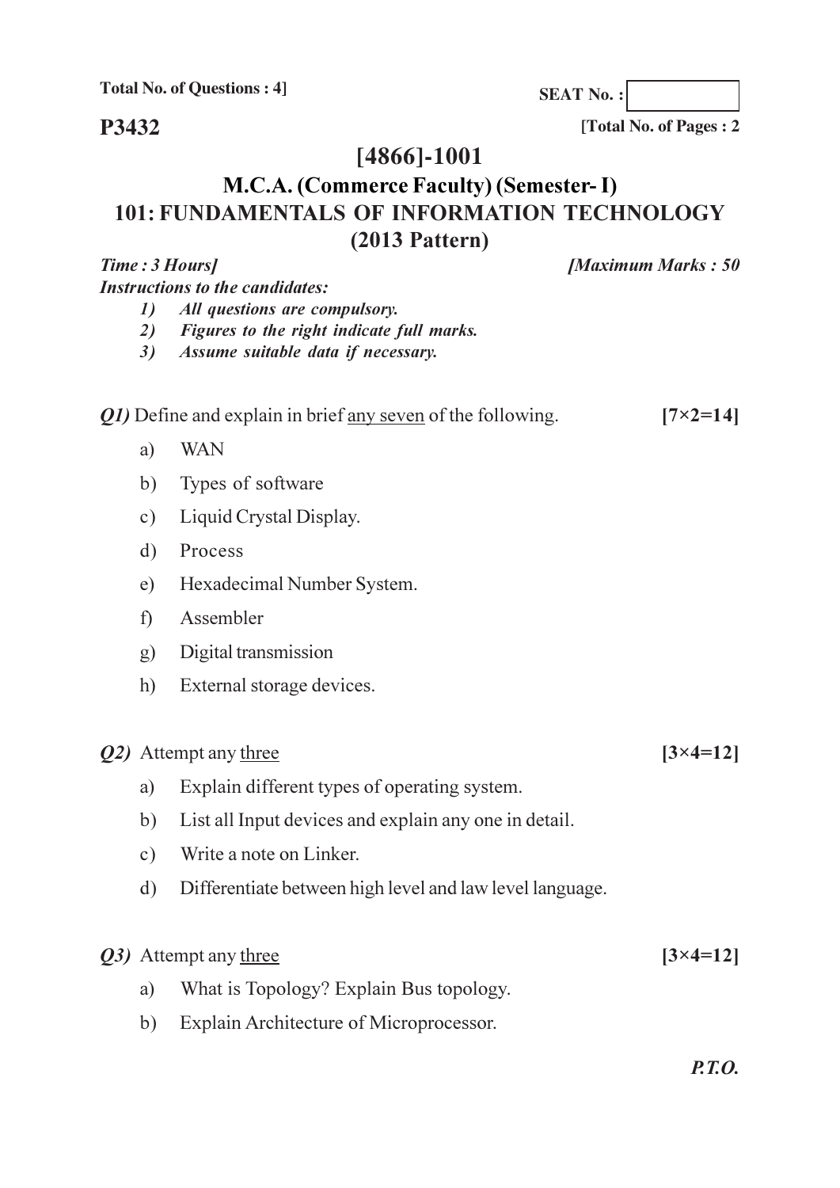**Total No. of Questions : 4]**

**SEAT No. :**

**P3432**

**[Total No. of Pages : 2**

# [4866]-1001

## M.C.A. (Commerce Faculty) (Semester- I)

## 101: FUNDAMENTALS OF INFORMATION TECHNOLOGY

## (2013 Pattern)

***Time : 3 Hours]*** ***[Maximum Marks : 50***

***Instructions to the candidates:***

1. *All questions are compulsory.*
2. *Figures to the right indicate full marks.*
3. *Assume suitable data if necessary.*

***Q1)*** Define and explain in brief any seven of the following. **[7×2=14]**

a) WAN

b) Types of software

c) Liquid Crystal Display.

d) Process

e) Hexadecimal Number System.

f) Assembler

g) Digital transmission

h) External storage devices.

***Q2)*** Attempt any three **[3×4=12]**

a) Explain different types of operating system.

b) List all Input devices and explain any one in detail.

c) Write a note on Linker.

d) Differentiate between high level and law level language.

***Q3)*** Attempt any three **[3×4=12]**

a) What is Topology? Explain Bus topology.

b) Explain Architecture of Microprocessor.

***P.T.O.***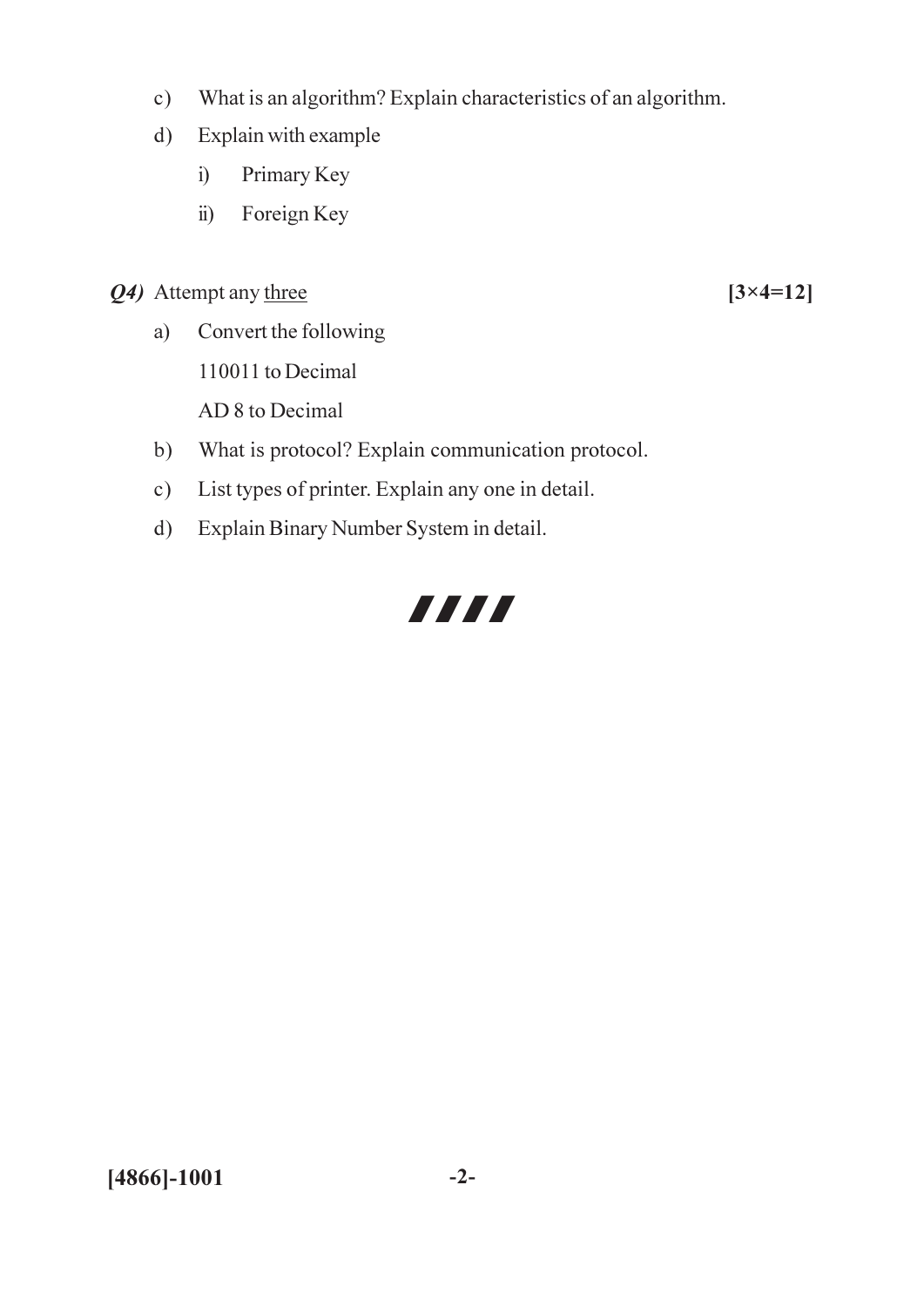c) What is an algorithm? Explain characteristics of an algorithm.

d) Explain with example

   i) Primary Key

   ii) Foreign Key

***Q4)*** Attempt any <u>three</u> **[3×4=12]**

a) Convert the following

   110011 to Decimal

   AD 8 to Decimal

b) What is protocol? Explain communication protocol.

c) List types of printer. Explain any one in detail.

d) Explain Binary Number System in detail.

////

**[4866]-1001**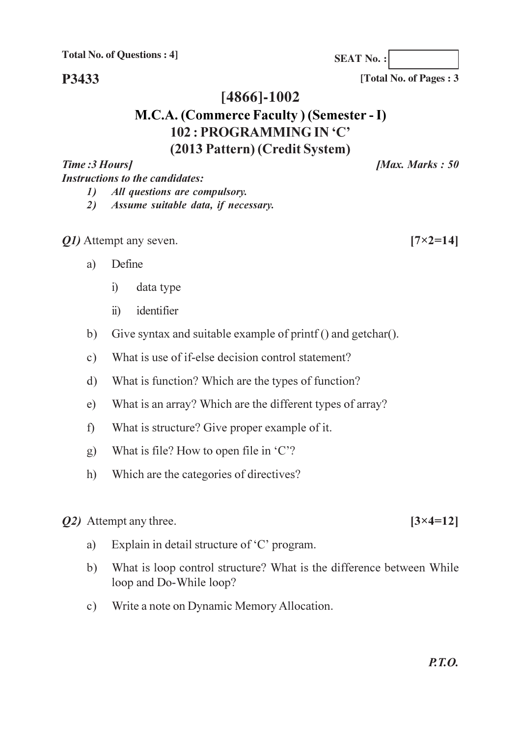Total No. of Questions : 4]

SEAT No. :

**P3433**

[Total No. of Pages : 3

# [4866]-1002

## M.C.A. (Commerce Faculty ) (Semester - I)

## 102 : PROGRAMMING IN 'C'

## (2013 Pattern) (Credit System)

*Time :3 Hours]* *[Max. Marks : 50*

*Instructions to the candidates:*

1) *All questions are compulsory.*
2) *Assume suitable data, if necessary.*

***Q1)*** Attempt any seven. **[7×2=14]**

a) Define

   i) data type

   ii) identifier

b) Give syntax and suitable example of printf () and getchar().

c) What is use of if-else decision control statement?

d) What is function? Which are the types of function?

e) What is an array? Which are the different types of array?

f) What is structure? Give proper example of it.

g) What is file? How to open file in 'C'?

h) Which are the categories of directives?

***Q2)*** Attempt any three. **[3×4=12]**

a) Explain in detail structure of 'C' program.

b) What is loop control structure? What is the difference between While loop and Do-While loop?

c) Write a note on Dynamic Memory Allocation.

***P.T.O.***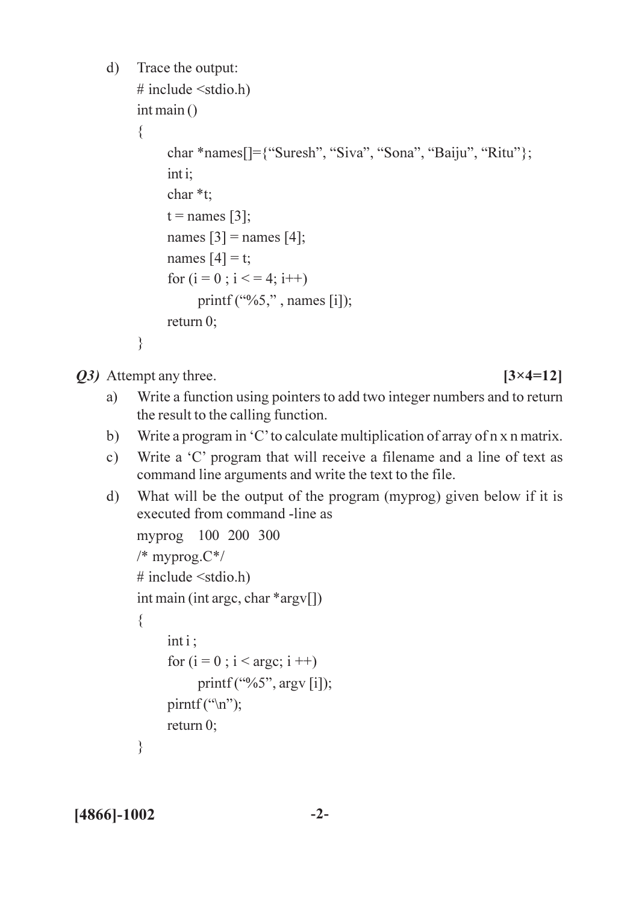d) Trace the output:

```
# include <stdio.h)
int main ()
{
    char *names[]={"Suresh", "Siva", "Sona", "Baiju", "Ritu"};
    int i;
    char *t;
    t = names [3];
    names [3] = names [4];
    names [4] = t;
    for (i = 0 ; i < = 4; i++)
        printf ("%5," , names [i]);
    return 0;
}
```

***Q3)*** Attempt any three. **[3×4=12]**

a) Write a function using pointers to add two integer numbers and to return the result to the calling function.

b) Write a program in 'C' to calculate multiplication of array of n x n matrix.

c) Write a 'C' program that will receive a filename and a line of text as command line arguments and write the text to the file.

d) What will be the output of the program (myprog) given below if it is executed from command -line as

```
myprog   100  200  300
/* myprog.C*/
# include <stdio.h)
int main (int argc, char *argv[])
{
    int i ;
    for (i = 0 ; i < argc; i ++)
        printf ("%5", argv [i]);
    pirntf ("\n");
    return 0;
}
```

**[4866]-1002**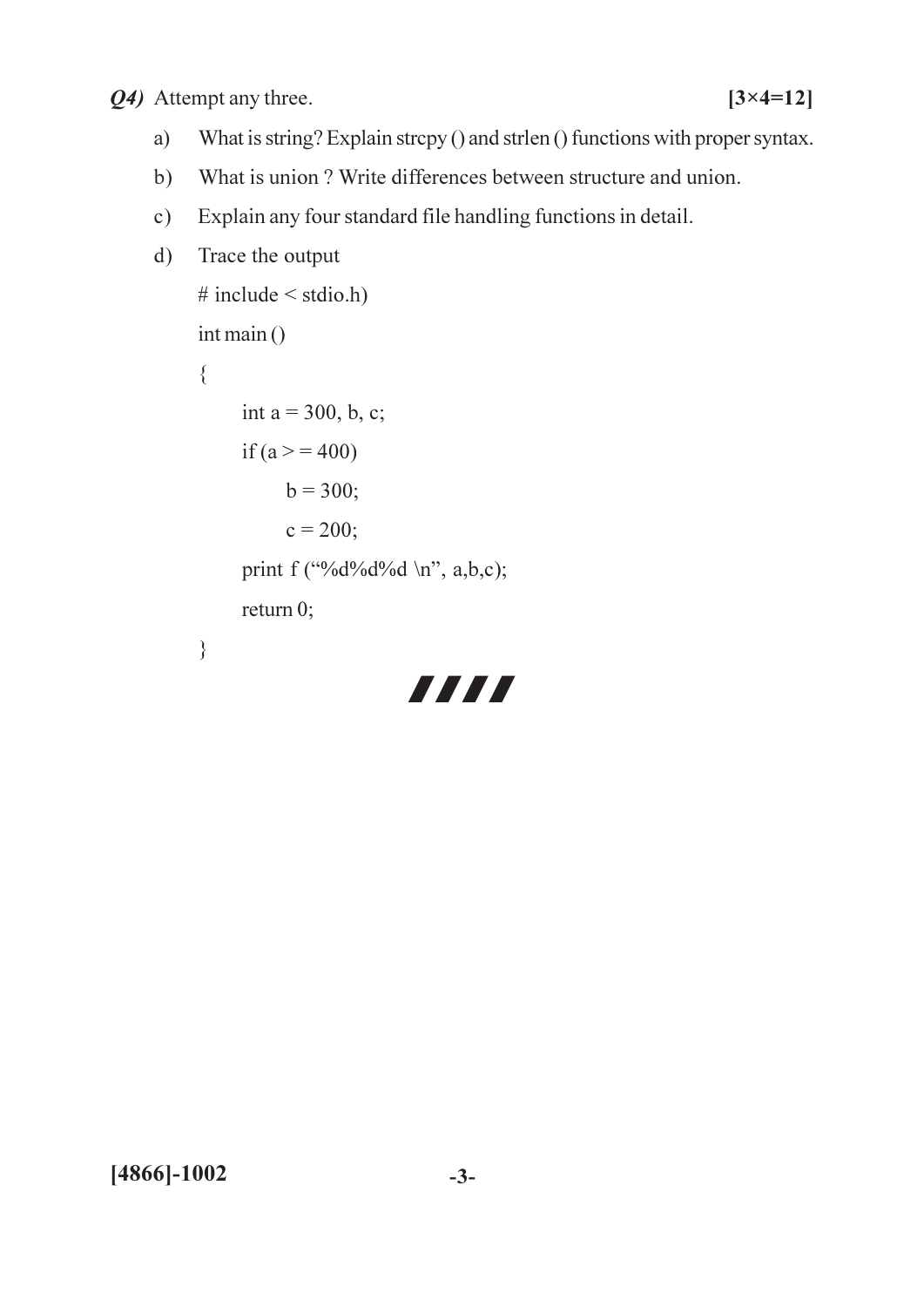***Q4)*** Attempt any three. **[3×4=12]**

a) What is string? Explain strcpy () and strlen () functions with proper syntax.

b) What is union ? Write differences between structure and union.

c) Explain any four standard file handling functions in detail.

d) Trace the output

```
# include < stdio.h)
int main ()
{
    int a = 300, b, c;
    if (a > = 400)
        b = 300;
        c = 200;
    print f ("%d%d%d \n", a,b,c);
    return 0;
}
```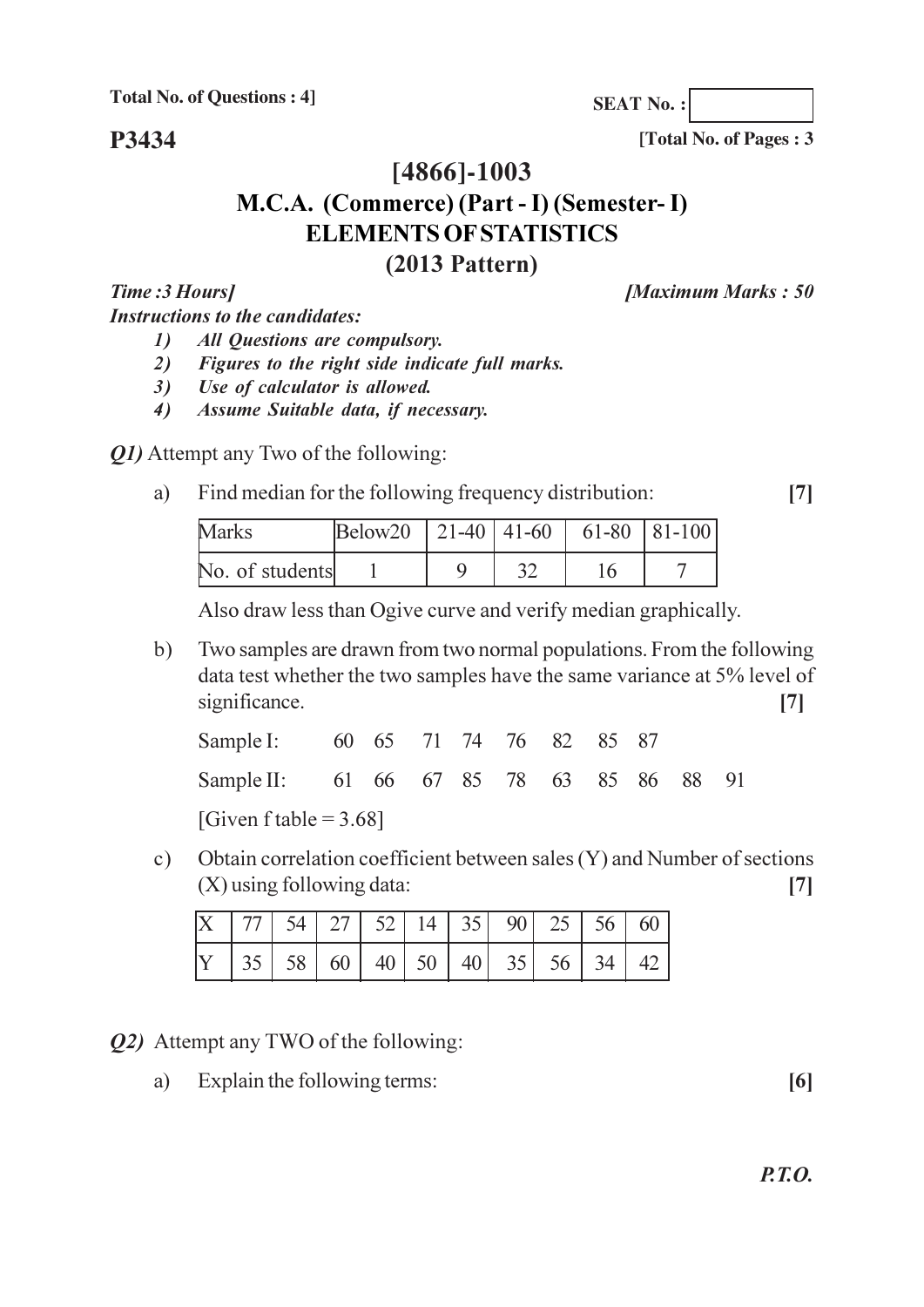Total No. of Questions : 4]

SEAT No. :

**P3434**

[Total No. of Pages : 3

# [4866]-1003

## M.C.A. (Commerce) (Part - I) (Semester- I)

## ELEMENTS OF STATISTICS

## (2013 Pattern)

***Time :3 Hours]*** ***[Maximum Marks : 50***

***Instructions to the candidates:***

1) *All Questions are compulsory.*
2) *Figures to the right side indicate full marks.*
3) *Use of calculator is allowed.*
4) *Assume Suitable data, if necessary.*

***Q1)*** Attempt any Two of the following:

a) Find median for the following frequency distribution: **[7]**

| Marks | Below20 | 21-40 | 41-60 | 61-80 | 81-100 |
|---|---|---|---|---|---|
| No. of students | 1 | 9 | 32 | 16 | 7 |

Also draw less than Ogive curve and verify median graphically.

b) Two samples are drawn from two normal populations. From the following data test whether the two samples have the same variance at 5% level of significance. **[7]**

Sample I: 60 65 71 74 76 82 85 87

Sample II: 61 66 67 85 78 63 85 86 88 91

[Given f table = 3.68]

c) Obtain correlation coefficient between sales (Y) and Number of sections (X) using following data: **[7]**

| X | 77 | 54 | 27 | 52 | 14 | 35 | 90 | 25 | 56 | 60 |
|---|---|---|---|---|---|---|---|---|---|---|
| Y | 35 | 58 | 60 | 40 | 50 | 40 | 35 | 56 | 34 | 42 |

***Q2)*** Attempt any TWO of the following:

a) Explain the following terms: **[6]**

***P.T.O.***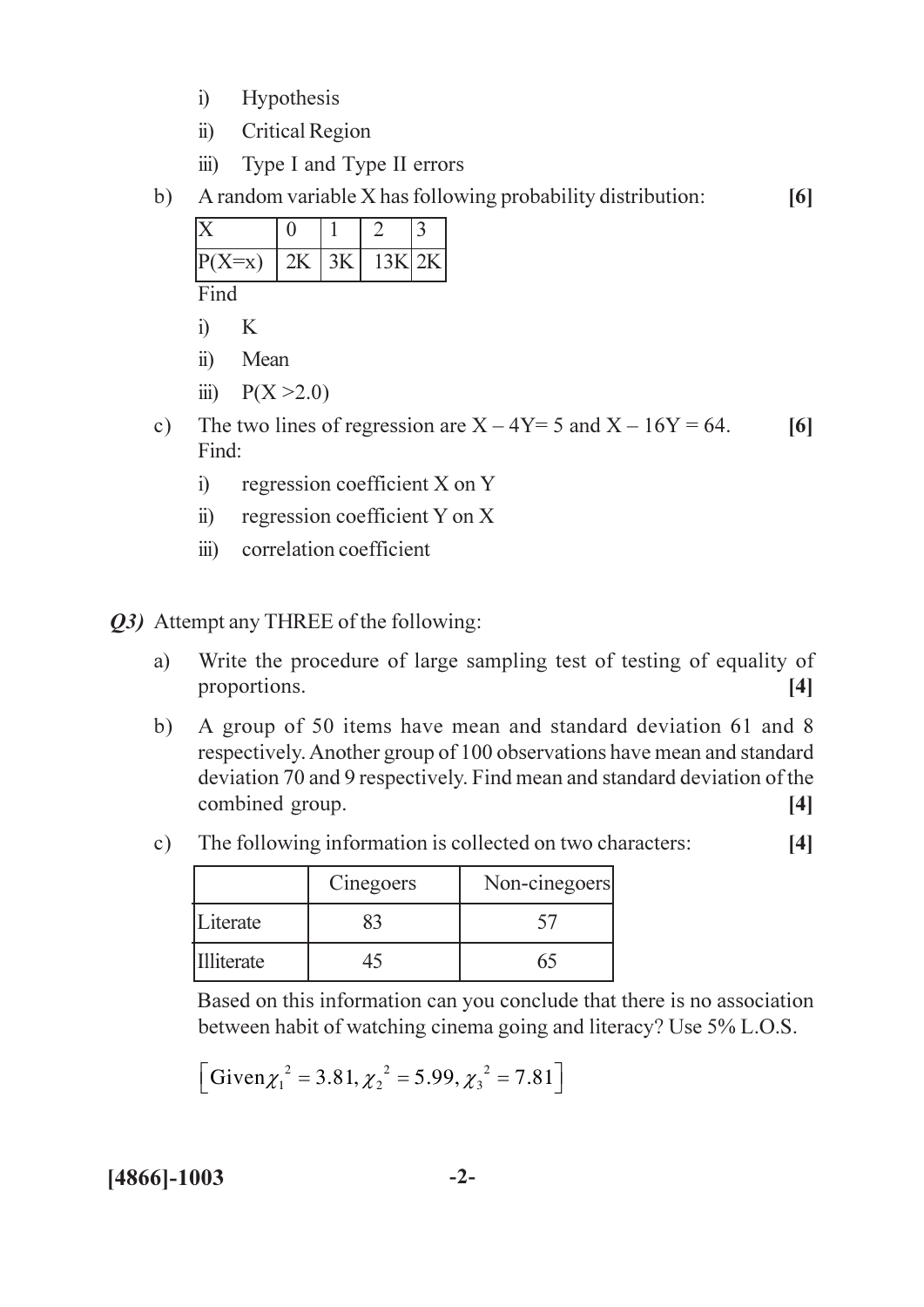i) Hypothesis

ii) Critical Region

iii) Type I and Type II errors

b) A random variable X has following probability distribution: **[6]**

| X | 0 | 1 | 2 | 3 |
|---|---|---|---|---|
| P(X=x) | 2K | 3K | 13K | 2K |

Find

i) K

ii) Mean

iii) $P(X > 2.0)$

c) The two lines of regression are $X - 4Y = 5$ and $X - 16Y = 64$. **[6]**
Find:

i) regression coefficient X on Y

ii) regression coefficient Y on X

iii) correlation coefficient

***Q3)*** Attempt any THREE of the following:

a) Write the procedure of large sampling test of testing of equality of proportions. **[4]**

b) A group of 50 items have mean and standard deviation 61 and 8 respectively. Another group of 100 observations have mean and standard deviation 70 and 9 respectively. Find mean and standard deviation of the combined group. **[4]**

c) The following information is collected on two characters: **[4]**

| | Cinegoers | Non-cinegoers |
|---|---|---|
| Literate | 83 | 57 |
| Illiterate | 45 | 65 |

Based on this information can you conclude that there is no association between habit of watching cinema going and literacy? Use 5% L.O.S.

$$\left[\text{Given}\, \chi_1^2 = 3.81, \chi_2^2 = 5.99, \chi_3^2 = 7.81\right]$$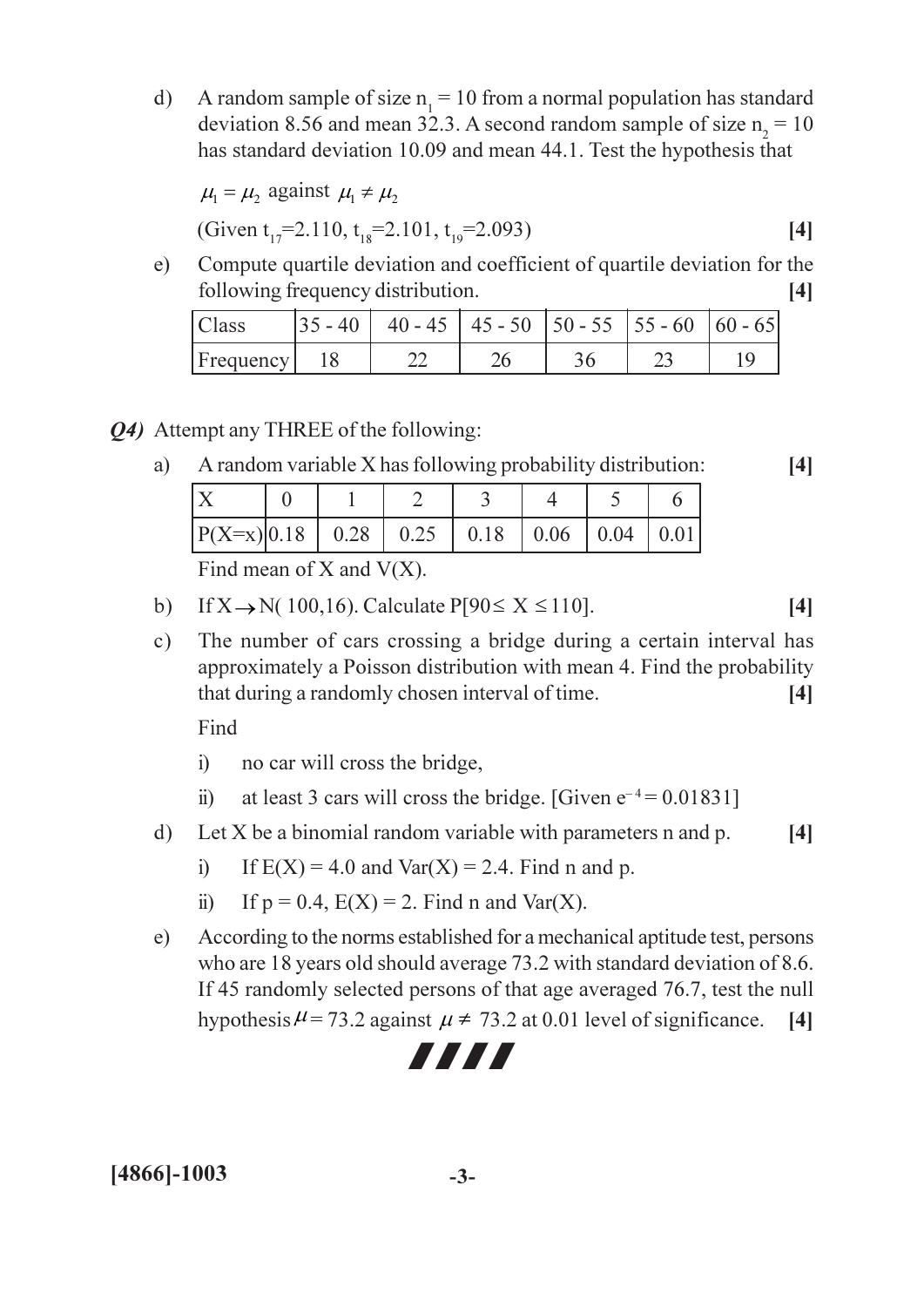d) A random sample of size $n_1 = 10$ from a normal population has standard deviation 8.56 and mean 32.3. A second random sample of size $n_2 = 10$ has standard deviation 10.09 and mean 44.1. Test the hypothesis that

$\mu_1 = \mu_2$ against $\mu_1 \neq \mu_2$

(Given $t_{17}$=2.110, $t_{18}$=2.101, $t_{19}$=2.093) **[4]**

e) Compute quartile deviation and coefficient of quartile deviation for the following frequency distribution. **[4]**

| Class | 35 - 40 | 40 - 45 | 45 - 50 | 50 - 55 | 55 - 60 | 60 - 65 |
|---|---|---|---|---|---|---|
| Frequency | 18 | 22 | 26 | 36 | 23 | 19 |

***Q4)*** Attempt any THREE of the following:

a) A random variable X has following probability distribution: **[4]**

| X | 0 | 1 | 2 | 3 | 4 | 5 | 6 |
|---|---|---|---|---|---|---|---|
| P(X=x) | 0.18 | 0.28 | 0.25 | 0.18 | 0.06 | 0.04 | 0.01 |

Find mean of X and V(X).

b) If $X \rightarrow N(100,16)$. Calculate $P[90 \leq X \leq 110]$. **[4]**

c) The number of cars crossing a bridge during a certain interval has approximately a Poisson distribution with mean 4. Find the probability that during a randomly chosen interval of time. **[4]**

Find

i) no car will cross the bridge,

ii) at least 3 cars will cross the bridge. [Given $e^{-4} = 0.01831$]

d) Let X be a binomial random variable with parameters n and p. **[4]**

i) If E(X) = 4.0 and Var(X) = 2.4. Find n and p.

ii) If p = 0.4, E(X) = 2. Find n and Var(X).

e) According to the norms established for a mechanical aptitude test, persons who are 18 years old should average 73.2 with standard deviation of 8.6. If 45 randomly selected persons of that age averaged 76.7, test the null hypothesis $\mu = 73.2$ against $\mu \neq 73.2$ at 0.01 level of significance. **[4]**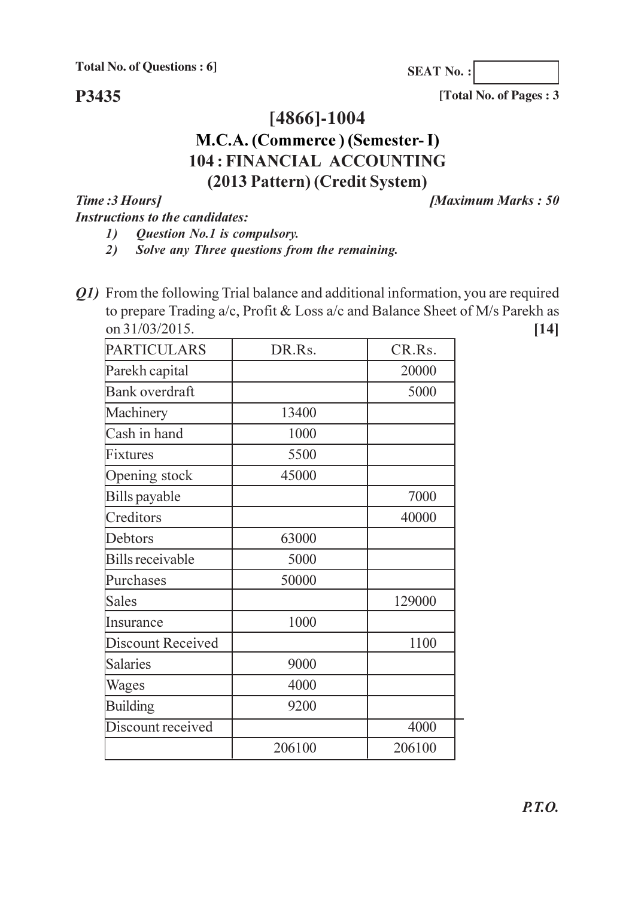**Total No. of Questions : 6]**

**SEAT No. :**

**P3435**

**[Total No. of Pages : 3**

# [4866]-1004

## M.C.A. (Commerce ) (Semester- I)

## 104 : FINANCIAL ACCOUNTING

## (2013 Pattern) (Credit System)

***Time :3 Hours]*** ***[Maximum Marks : 50***

***Instructions to the candidates:***

1) ***Question No.1 is compulsory.***
2) ***Solve any Three questions from the remaining.***

***Q1)*** From the following Trial balance and additional information, you are required to prepare Trading a/c, Profit & Loss a/c and Balance Sheet of M/s Parekh as on 31/03/2015. **[14]**

| PARTICULARS | DR.Rs. | CR.Rs. |
|---|---|---|
| Parekh capital | | 20000 |
| Bank overdraft | | 5000 |
| Machinery | 13400 | |
| Cash in hand | 1000 | |
| Fixtures | 5500 | |
| Opening stock | 45000 | |
| Bills payable | | 7000 |
| Creditors | | 40000 |
| Debtors | 63000 | |
| Bills receivable | 5000 | |
| Purchases | 50000 | |
| Sales | | 129000 |
| Insurance | 1000 | |
| Discount Received | | 1100 |
| Salaries | 9000 | |
| Wages | 4000 | |
| Building | 9200 | |
| Discount received | | 4000 |
| | 206100 | 206100 |

***P.T.O.***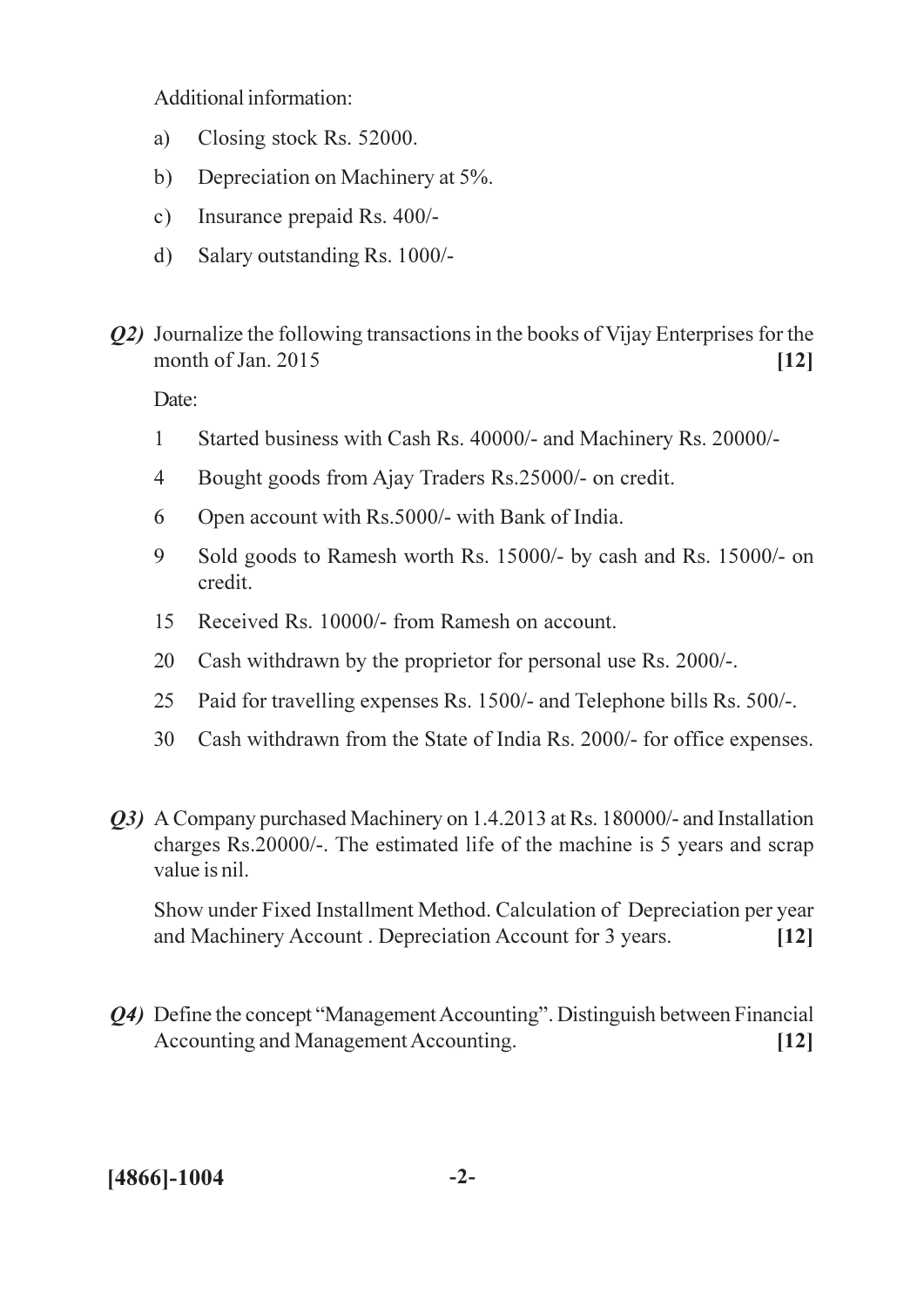Additional information:

a) Closing stock Rs. 52000.

b) Depreciation on Machinery at 5%.

c) Insurance prepaid Rs. 400/-

d) Salary outstanding Rs. 1000/-

***Q2)*** Journalize the following transactions in the books of Vijay Enterprises for the month of Jan. 2015 **[12]**

Date:

1 Started business with Cash Rs. 40000/- and Machinery Rs. 20000/-

4 Bought goods from Ajay Traders Rs.25000/- on credit.

6 Open account with Rs.5000/- with Bank of India.

9 Sold goods to Ramesh worth Rs. 15000/- by cash and Rs. 15000/- on credit.

15 Received Rs. 10000/- from Ramesh on account.

20 Cash withdrawn by the proprietor for personal use Rs. 2000/-.

25 Paid for travelling expenses Rs. 1500/- and Telephone bills Rs. 500/-.

30 Cash withdrawn from the State of India Rs. 2000/- for office expenses.

***Q3)*** A Company purchased Machinery on 1.4.2013 at Rs. 180000/- and Installation charges Rs.20000/-. The estimated life of the machine is 5 years and scrap value is nil.

Show under Fixed Installment Method. Calculation of Depreciation per year and Machinery Account . Depreciation Account for 3 years. **[12]**

***Q4)*** Define the concept "Management Accounting". Distinguish between Financial Accounting and Management Accounting. **[12]**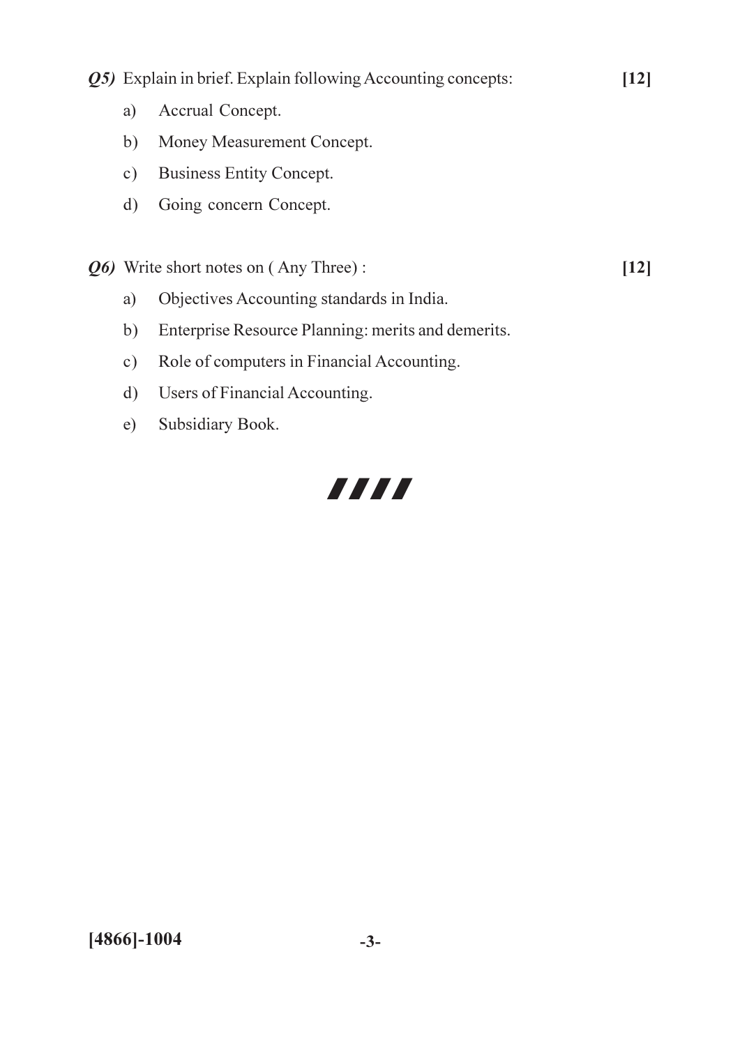***Q5)*** Explain in brief. Explain following Accounting concepts: **[12]**

a) Accrual Concept.

b) Money Measurement Concept.

c) Business Entity Concept.

d) Going concern Concept.

***Q6)*** Write short notes on ( Any Three) : **[12]**

a) Objectives Accounting standards in India.

b) Enterprise Resource Planning: merits and demerits.

c) Role of computers in Financial Accounting.

d) Users of Financial Accounting.

e) Subsidiary Book.

////

**[4866]-1004**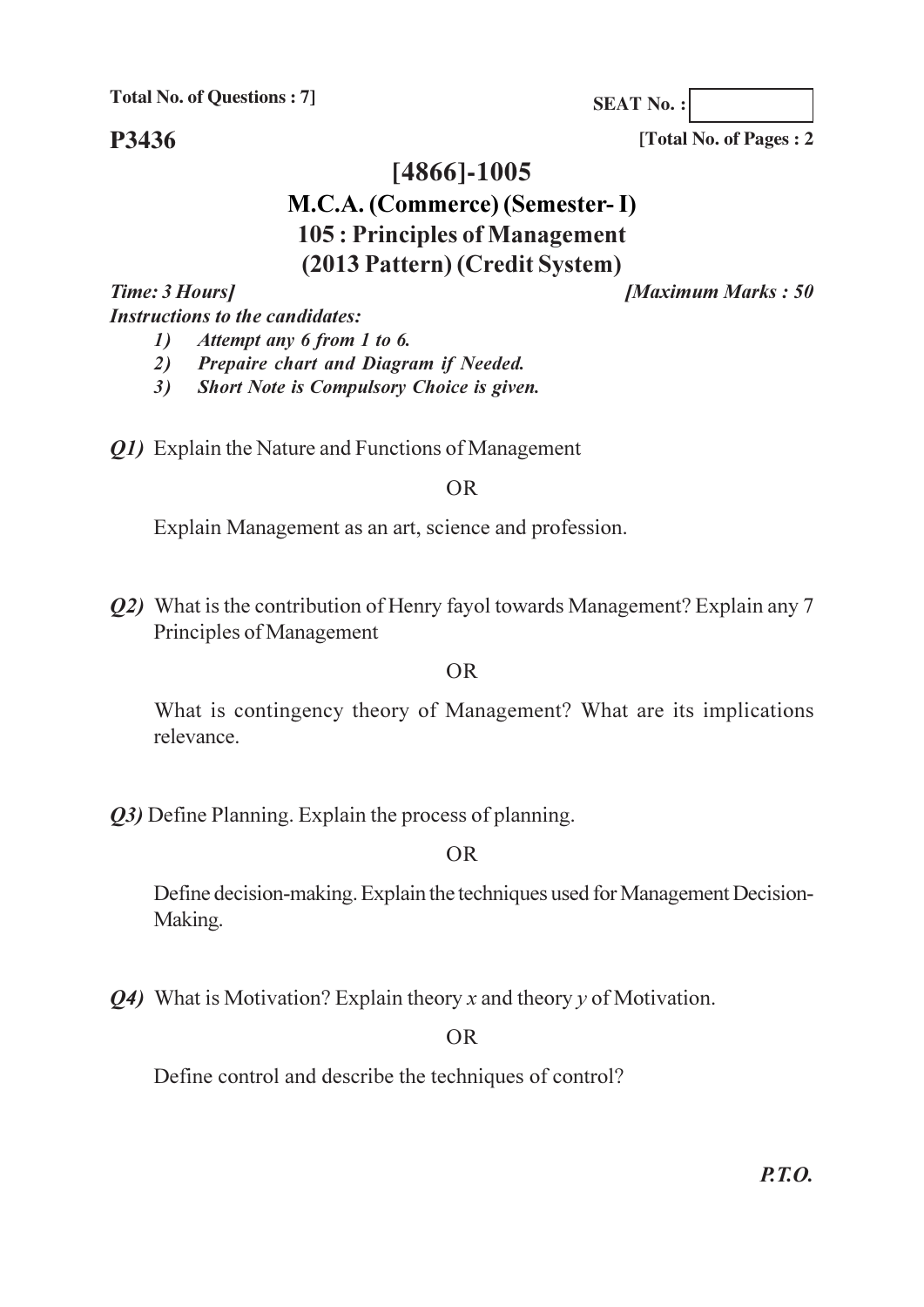Total No. of Questions : 7]

SEAT No. :

**P3436**

[Total No. of Pages : 2

# [4866]-1005

## M.C.A. (Commerce) (Semester- I)

## 105 : Principles of Management

## (2013 Pattern) (Credit System)

***Time: 3 Hours]*** ***[Maximum Marks : 50***

***Instructions to the candidates:***

1) ***Attempt any 6 from 1 to 6.***
2) ***Prepaire chart and Diagram if Needed.***
3) ***Short Note is Compulsory Choice is given.***

***Q1)*** Explain the Nature and Functions of Management

OR

Explain Management as an art, science and profession.

***Q2)*** What is the contribution of Henry fayol towards Management? Explain any 7 Principles of Management

OR

What is contingency theory of Management? What are its implications relevance.

***Q3)*** Define Planning. Explain the process of planning.

OR

Define decision-making. Explain the techniques used for Management Decision-Making.

***Q4)*** What is Motivation? Explain theory *x* and theory *y* of Motivation.

OR

Define control and describe the techniques of control?

***P.T.O.***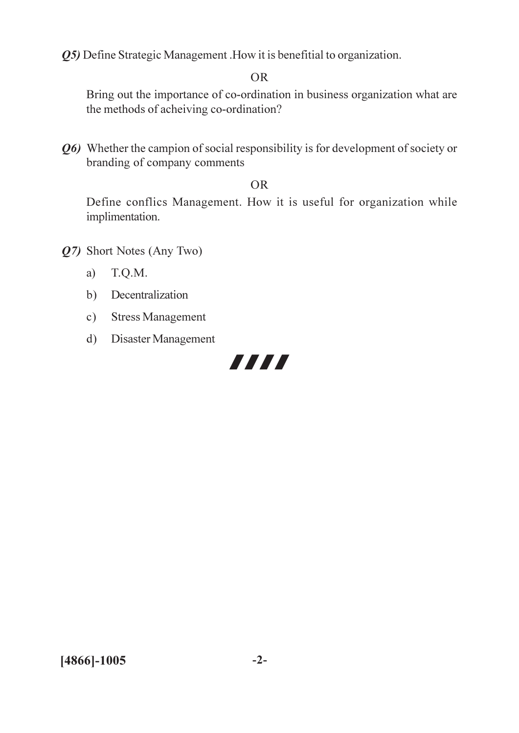***Q5)*** Define Strategic Management .How it is benefitial to organization.

OR

Bring out the importance of co-ordination in business organization what are the methods of acheiving co-ordination?

***Q6)*** Whether the campion of social responsibility is for development of society or branding of company comments

OR

Define conflics Management. How it is useful for organization while implimentation.

***Q7)*** Short Notes (Any Two)

a) T.Q.M.

b) Decentralization

c) Stress Management

d) Disaster Management

**[4866]-1005**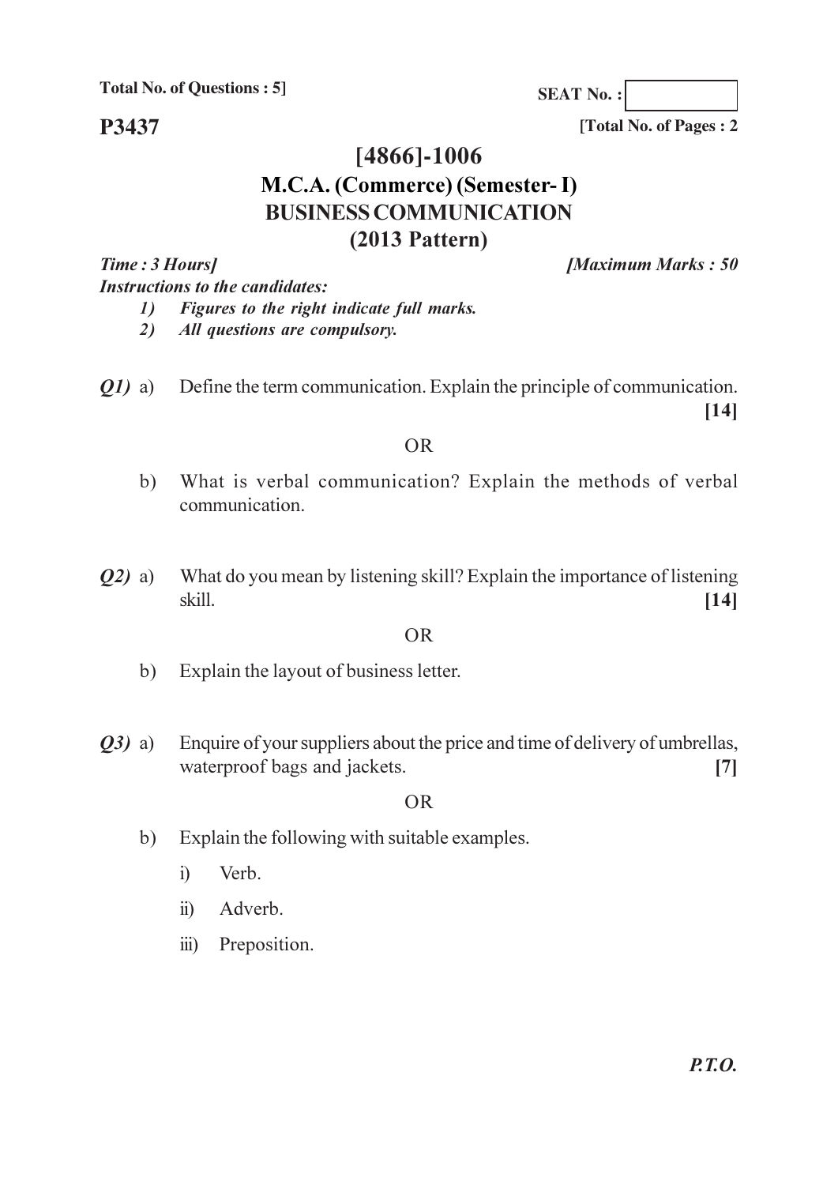**Total No. of Questions : 5]**

**SEAT No. :**

**P3437**

**[Total No. of Pages : 2**

# [4866]-1006

## M.C.A. (Commerce) (Semester- I)

## BUSINESS COMMUNICATION

## (2013 Pattern)

***Time : 3 Hours]*** ***[Maximum Marks : 50***

***Instructions to the candidates:***

1) *Figures to the right indicate full marks.*
2) *All questions are compulsory.*

***Q1)*** a) Define the term communication. Explain the principle of communication. **[14]**

OR

b) What is verbal communication? Explain the methods of verbal communication.

***Q2)*** a) What do you mean by listening skill? Explain the importance of listening skill. **[14]**

OR

b) Explain the layout of business letter.

***Q3)*** a) Enquire of your suppliers about the price and time of delivery of umbrellas, waterproof bags and jackets. **[7]**

OR

b) Explain the following with suitable examples.

i) Verb.

ii) Adverb.

iii) Preposition.

***P.T.O.***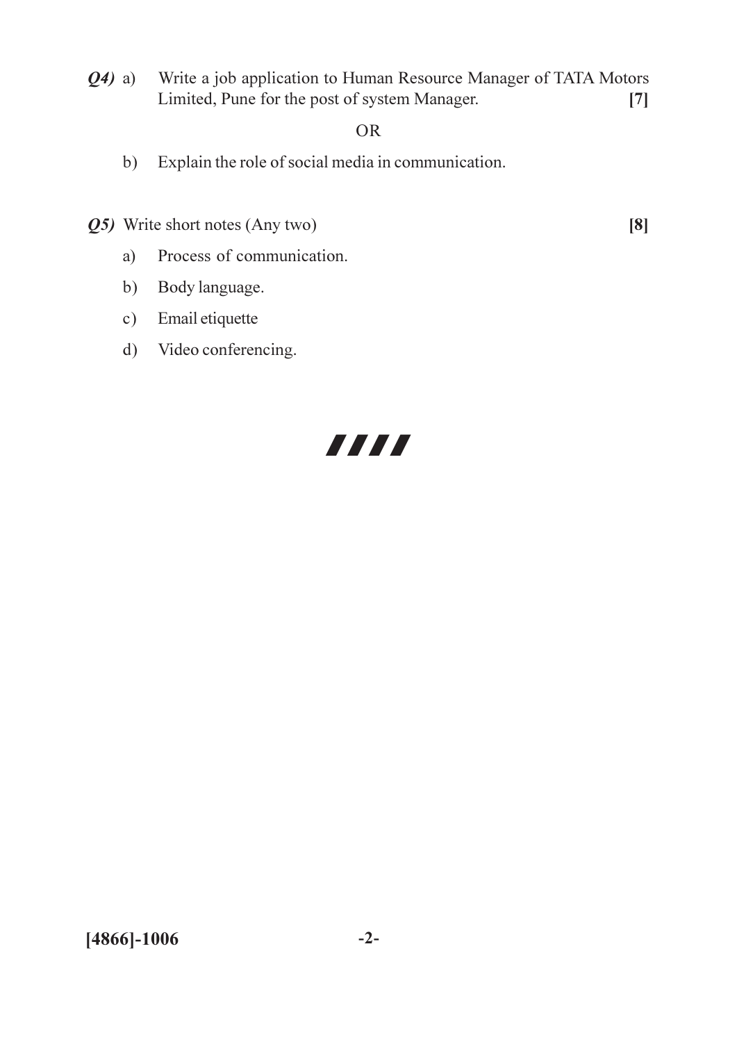***Q4)*** a) Write a job application to Human Resource Manager of TATA Motors Limited, Pune for the post of system Manager. **[7]**

OR

b) Explain the role of social media in communication.

***Q5)*** Write short notes (Any two) **[8]**

a) Process of communication.

b) Body language.

c) Email etiquette

d) Video conferencing.

////

**[4866]-1006**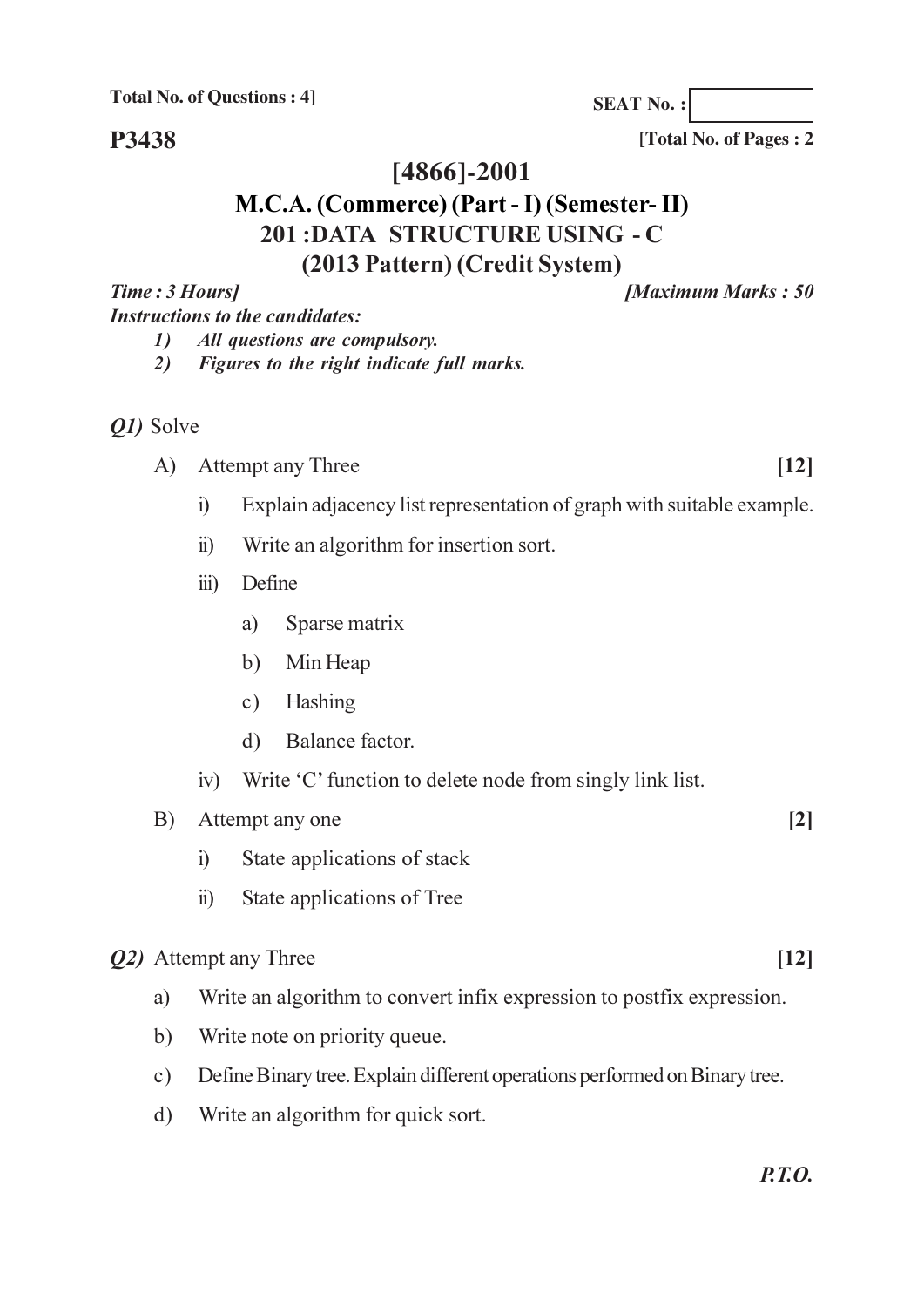Total No. of Questions : 4]

SEAT No. :

**P3438**

[Total No. of Pages : 2

# [4866]-2001

## M.C.A. (Commerce) (Part - I) (Semester- II)

## 201 :DATA STRUCTURE USING - C

## (2013 Pattern) (Credit System)

*Time : 3 Hours]* *[Maximum Marks : 50*

*Instructions to the candidates:*

1) *All questions are compulsory.*
2) *Figures to the right indicate full marks.*

*Q1)* Solve

A) Attempt any Three **[12]**

i) Explain adjacency list representation of graph with suitable example.

ii) Write an algorithm for insertion sort.

iii) Define

a) Sparse matrix

b) Min Heap

c) Hashing

d) Balance factor.

iv) Write 'C' function to delete node from singly link list.

B) Attempt any one **[2]**

i) State applications of stack

ii) State applications of Tree

*Q2)* Attempt any Three **[12]**

a) Write an algorithm to convert infix expression to postfix expression.

b) Write note on priority queue.

c) Define Binary tree. Explain different operations performed on Binary tree.

d) Write an algorithm for quick sort.

*P.T.O.*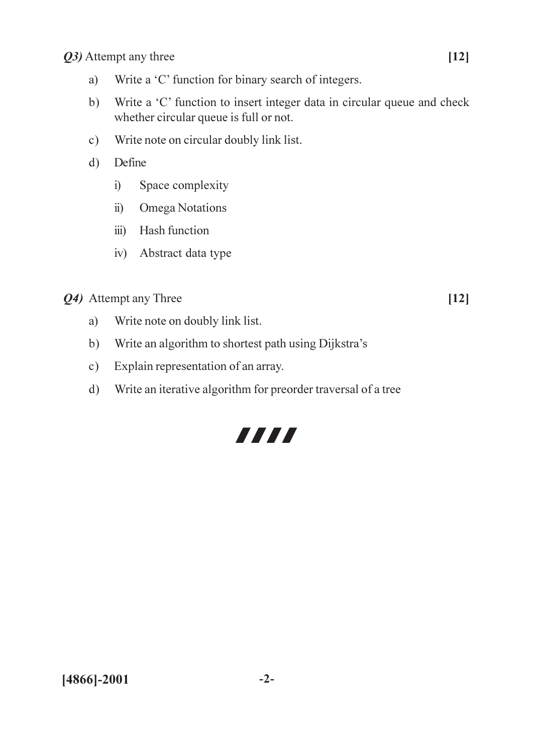***Q3)*** Attempt any three **[12]**

a) Write a 'C' function for binary search of integers.

b) Write a 'C' function to insert integer data in circular queue and check whether circular queue is full or not.

c) Write note on circular doubly link list.

d) Define

  i) Space complexity

  ii) Omega Notations

  iii) Hash function

  iv) Abstract data type

***Q4)*** Attempt any Three **[12]**

a) Write note on doubly link list.

b) Write an algorithm to shortest path using Dijkstra's

c) Explain representation of an array.

d) Write an iterative algorithm for preorder traversal of a tree

////

**[4866]-2001**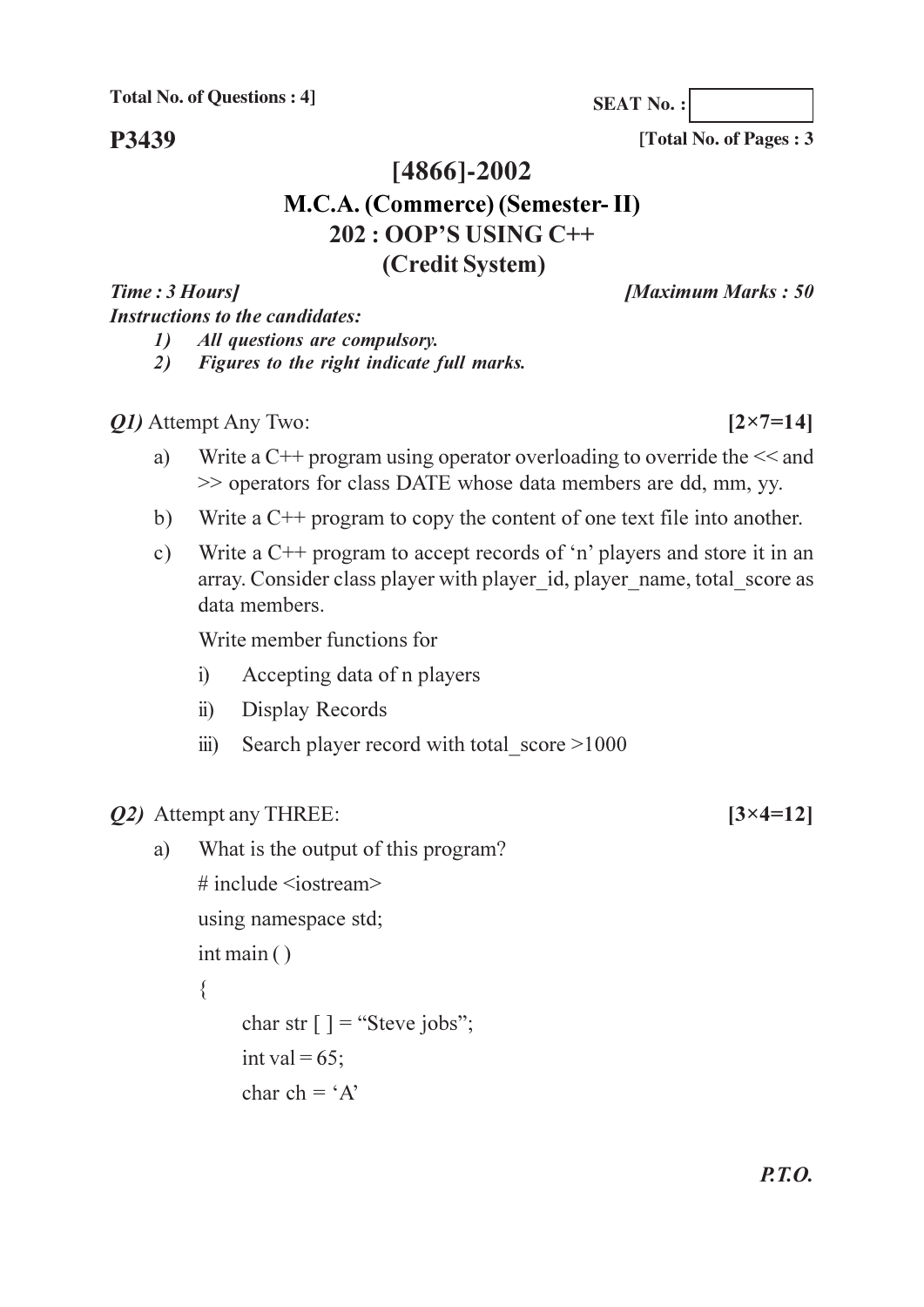Total No. of Questions : 4]

SEAT No. :

**P3439**

[Total No. of Pages : 3

# [4866]-2002

## M.C.A. (Commerce) (Semester- II)

## 202 : OOP'S USING C++

## (Credit System)

*Time : 3 Hours]* *[Maximum Marks : 50*

*Instructions to the candidates:*

1) *All questions are compulsory.*
2) *Figures to the right indicate full marks.*

***Q1)*** Attempt Any Two: **[2×7=14]**

a) Write a C++ program using operator overloading to override the << and >> operators for class DATE whose data members are dd, mm, yy.

b) Write a C++ program to copy the content of one text file into another.

c) Write a C++ program to accept records of 'n' players and store it in an array. Consider class player with player_id, player_name, total_score as data members.

Write member functions for

i) Accepting data of n players

ii) Display Records

iii) Search player record with total_score >1000

***Q2)*** Attempt any THREE: **[3×4=12]**

a) What is the output of this program?

```
# include <iostream>
using namespace std;
int main ( )
{
    char str [ ] = "Steve jobs";
    int val = 65;
    char ch = 'A'
```

***P.T.O.***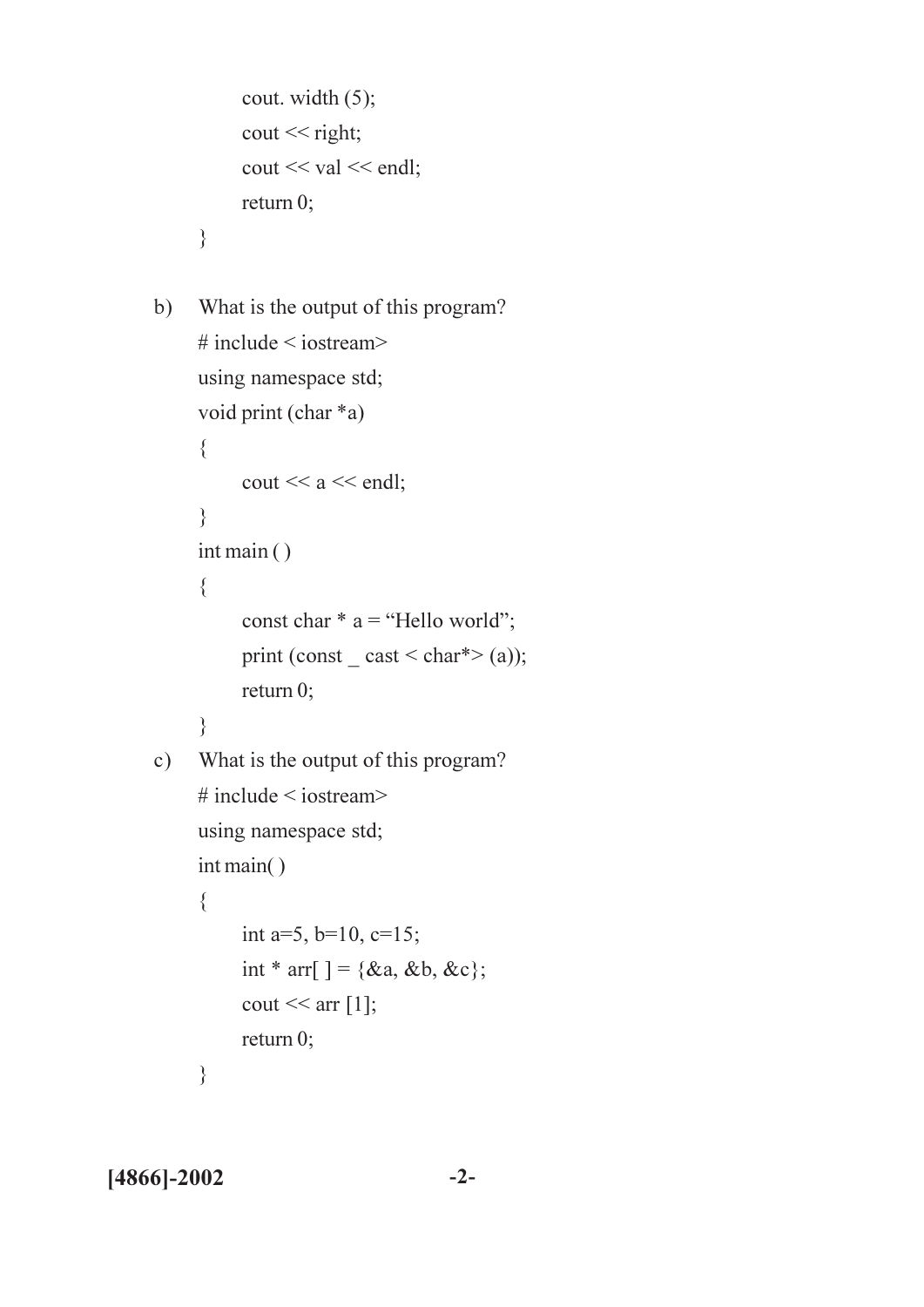```
        cout. width (5);
        cout << right;
        cout << val << endl;
        return 0;
    }
```

b) What is the output of this program?

```
# include < iostream>
using namespace std;
void print (char *a)
{
      cout << a << endl;
}
int main ( )
{
      const char * a = "Hello world";
      print (const _ cast < char*> (a));
      return 0;
}
```

c) What is the output of this program?

```
# include < iostream>
using namespace std;
int main( )
{
      int a=5, b=10, c=15;
      int * arr[ ] = {&a, &b, &c};
      cout << arr [1];
      return 0;
}
```

**[4866]-2002**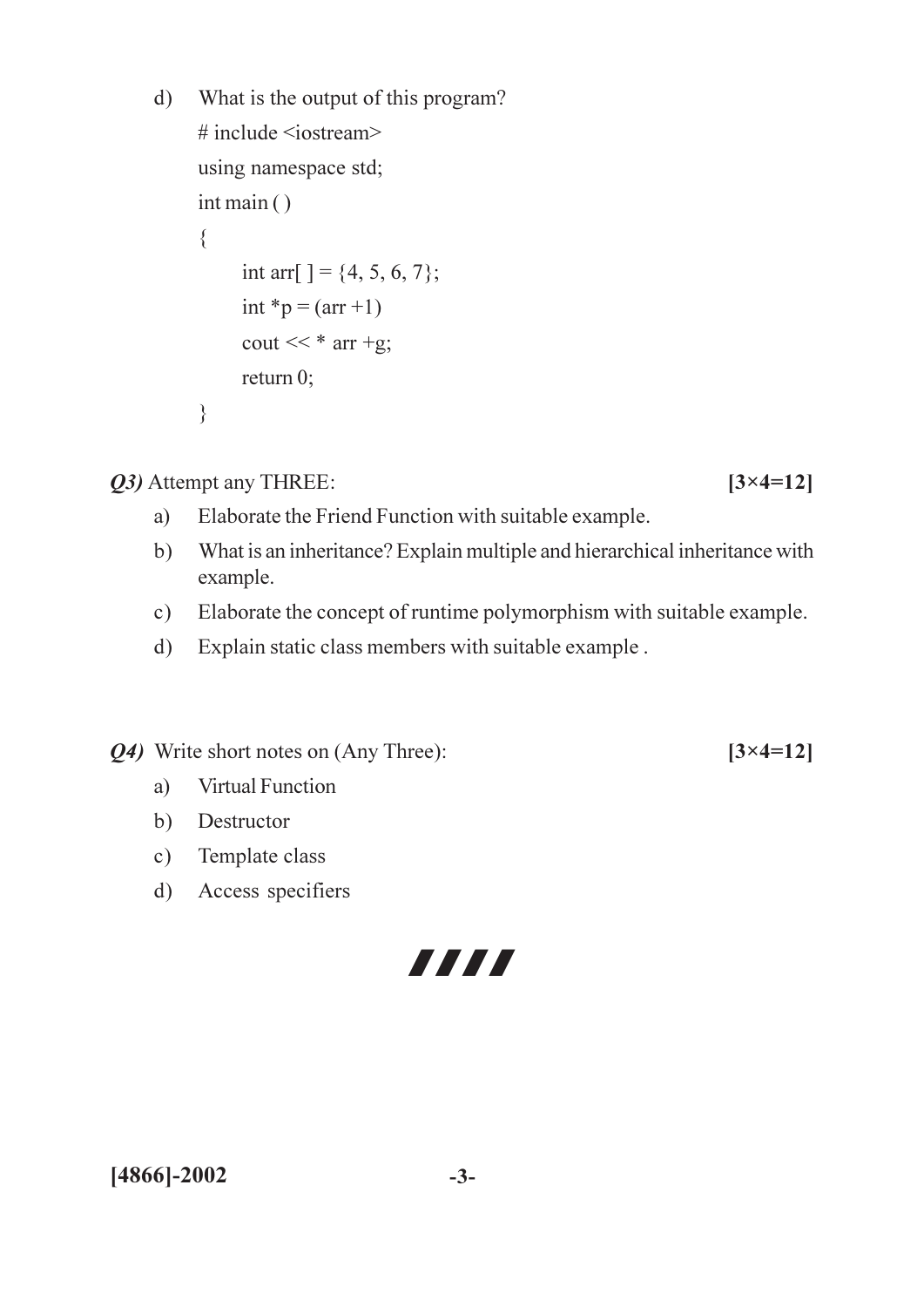d) What is the output of this program?

```
# include <iostream>
using namespace std;
int main ( )
{
    int arr[ ] = {4, 5, 6, 7};
    int *p = (arr +1)
    cout << * arr +g;
    return 0;
}
```

***Q3)*** Attempt any THREE: **[3×4=12]**

a) Elaborate the Friend Function with suitable example.

b) What is an inheritance? Explain multiple and hierarchical inheritance with example.

c) Elaborate the concept of runtime polymorphism with suitable example.

d) Explain static class members with suitable example .

***Q4)*** Write short notes on (Any Three): **[3×4=12]**

a) Virtual Function

b) Destructor

c) Template class

d) Access specifiers

**[4866]-2002**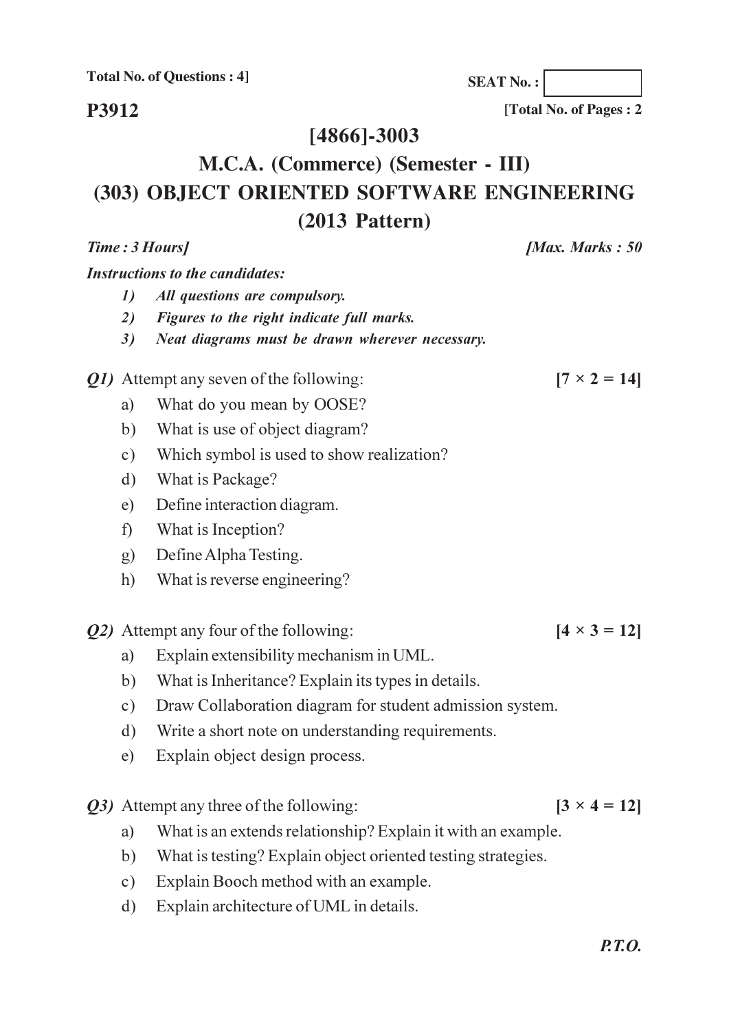**Total No. of Questions : 4]**

**SEAT No. :**

**P3912**

**[Total No. of Pages : 2**

# [4866]-3003

# M.C.A. (Commerce) (Semester - III)

# (303) OBJECT ORIENTED SOFTWARE ENGINEERING

# (2013 Pattern)

***Time : 3 Hours]*** ***[Max. Marks : 50***

***Instructions to the candidates:***

1. *All questions are compulsory.*
2. *Figures to the right indicate full marks.*
3. *Neat diagrams must be drawn wherever necessary.*

***Q1)*** Attempt any seven of the following: **[7 × 2 = 14]**

a) What do you mean by OOSE?

b) What is use of object diagram?

c) Which symbol is used to show realization?

d) What is Package?

e) Define interaction diagram.

f) What is Inception?

g) Define Alpha Testing.

h) What is reverse engineering?

***Q2)*** Attempt any four of the following: **[4 × 3 = 12]**

a) Explain extensibility mechanism in UML.

b) What is Inheritance? Explain its types in details.

c) Draw Collaboration diagram for student admission system.

d) Write a short note on understanding requirements.

e) Explain object design process.

***Q3)*** Attempt any three of the following: **[3 × 4 = 12]**

a) What is an extends relationship? Explain it with an example.

b) What is testing? Explain object oriented testing strategies.

c) Explain Booch method with an example.

d) Explain architecture of UML in details.

***P.T.O.***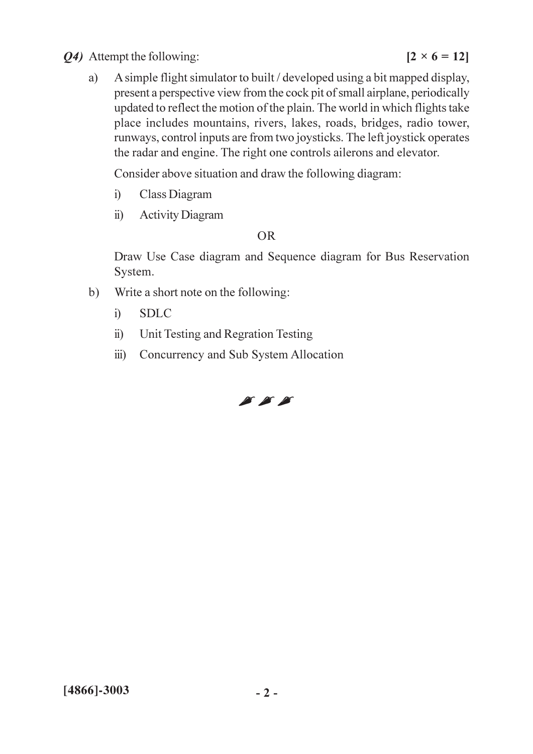***Q4)*** Attempt the following: **[2 × 6 = 12]**

a) A simple flight simulator to built / developed using a bit mapped display, present a perspective view from the cock pit of small airplane, periodically updated to reflect the motion of the plain. The world in which flights take place includes mountains, rivers, lakes, roads, bridges, radio tower, runways, control inputs are from two joysticks. The left joystick operates the radar and engine. The right one controls ailerons and elevator.

Consider above situation and draw the following diagram:

i) Class Diagram

ii) Activity Diagram

OR

Draw Use Case diagram and Sequence diagram for Bus Reservation System.

b) Write a short note on the following:

i) SDLC

ii) Unit Testing and Regration Testing

iii) Concurrency and Sub System Allocation

**[4866]-3003**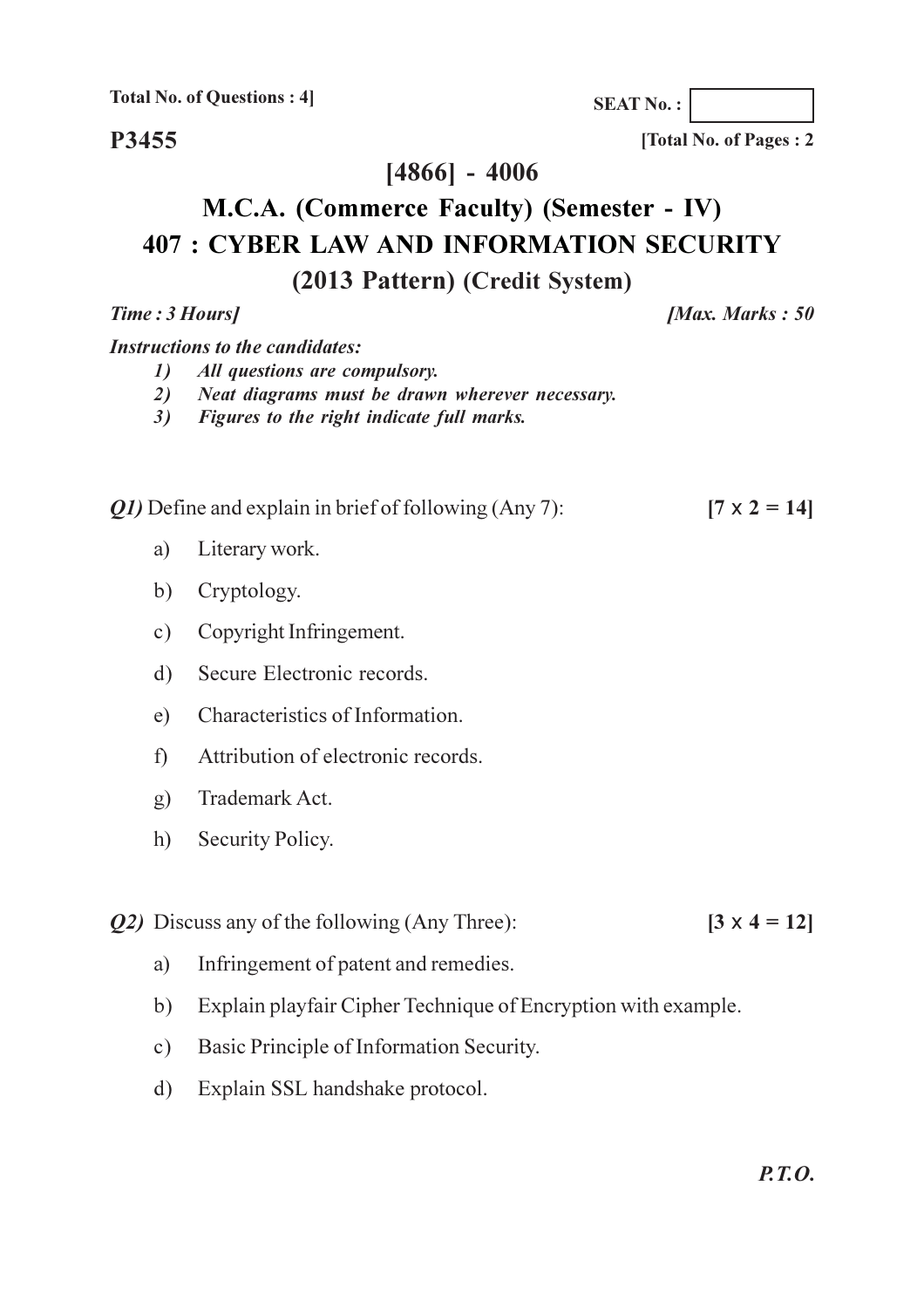Total No. of Questions : 4]

SEAT No. :

**P3455**

[Total No. of Pages : 2

## [4866] - 4006

## M.C.A. (Commerce Faculty) (Semester - IV)

## 407 : CYBER LAW AND INFORMATION SECURITY

### (2013 Pattern) (Credit System)

*Time : 3 Hours]* *[Max. Marks : 50*

***Instructions to the candidates:***

1) *All questions are compulsory.*
2) *Neat diagrams must be drawn wherever necessary.*
3) *Figures to the right indicate full marks.*

***Q1)*** Define and explain in brief of following (Any 7): **[7 x 2 = 14]**

a) Literary work.

b) Cryptology.

c) Copyright Infringement.

d) Secure Electronic records.

e) Characteristics of Information.

f) Attribution of electronic records.

g) Trademark Act.

h) Security Policy.

***Q2)*** Discuss any of the following (Any Three): **[3 x 4 = 12]**

a) Infringement of patent and remedies.

b) Explain playfair Cipher Technique of Encryption with example.

c) Basic Principle of Information Security.

d) Explain SSL handshake protocol.

***P.T.O.***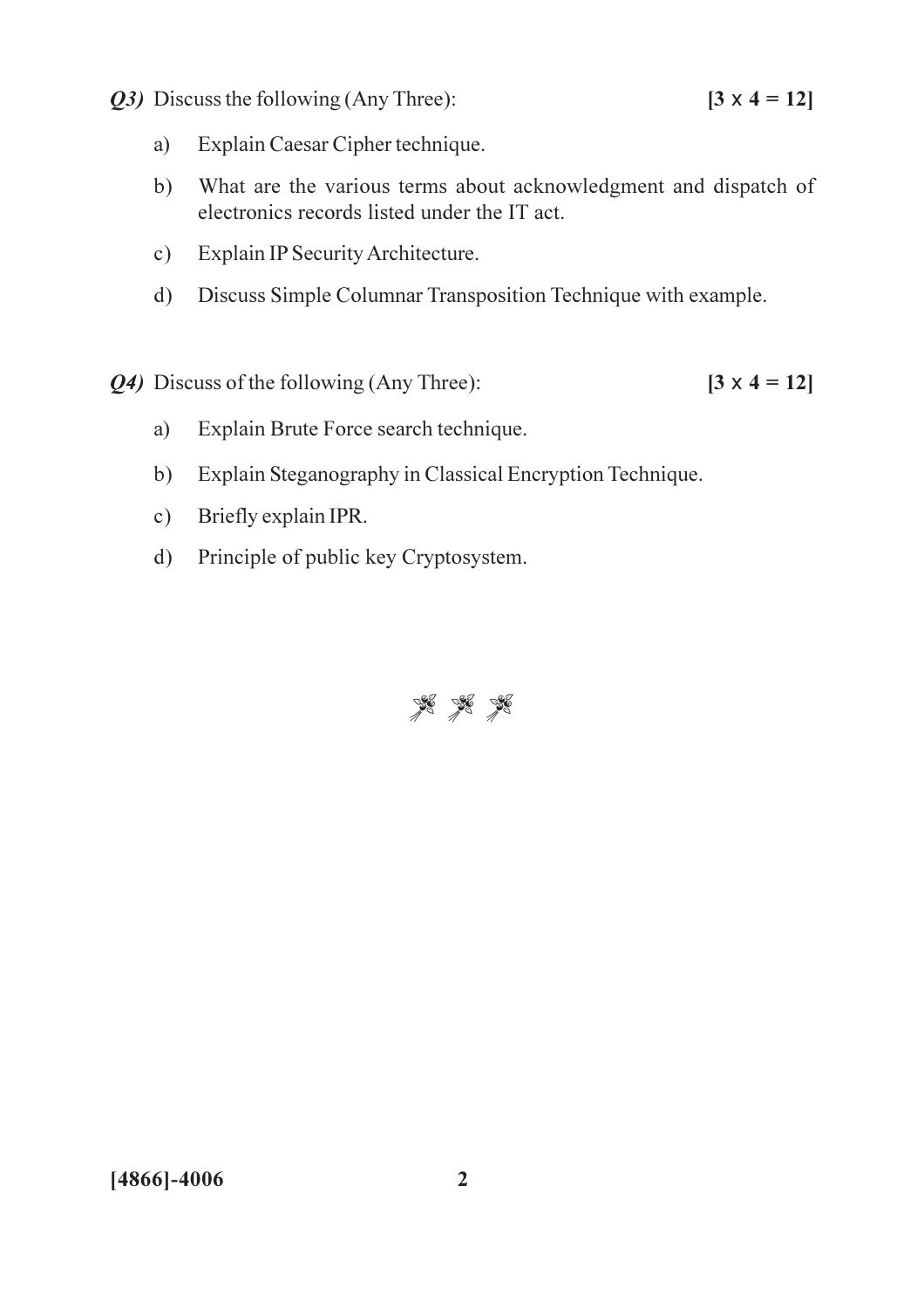***Q3)*** Discuss the following (Any Three): **[3 x 4 = 12]**

a) Explain Caesar Cipher technique.

b) What are the various terms about acknowledgment and dispatch of electronics records listed under the IT act.

c) Explain IP Security Architecture.

d) Discuss Simple Columnar Transposition Technique with example.

***Q4)*** Discuss of the following (Any Three): **[3 x 4 = 12]**

a) Explain Brute Force search technique.

b) Explain Steganography in Classical Encryption Technique.

c) Briefly explain IPR.

d) Principle of public key Cryptosystem.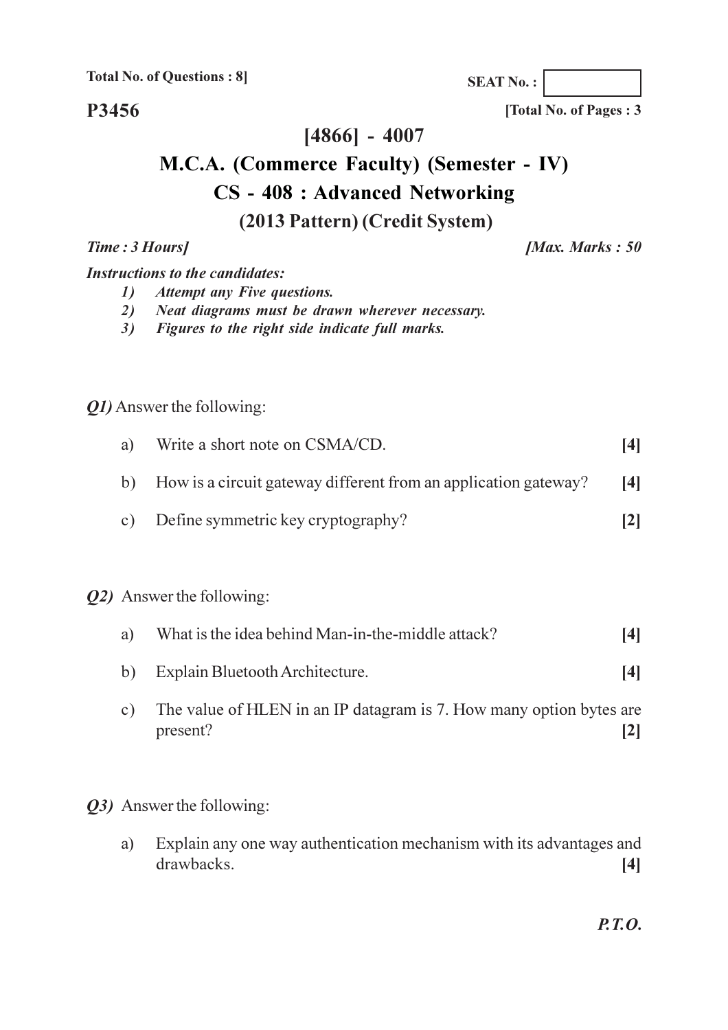**Total No. of Questions : 8]**

**SEAT No. :**

**P3456**

**[Total No. of Pages : 3**

# [4866] - 4007

# M.C.A. (Commerce Faculty) (Semester - IV)

## CS - 408 : Advanced Networking

### (2013 Pattern) (Credit System)

***Time : 3 Hours]*** ***[Max. Marks : 50***

***Instructions to the candidates:***

1. *Attempt any Five questions.*
2. *Neat diagrams must be drawn wherever necessary.*
3. *Figures to the right side indicate full marks.*

***Q1)*** Answer the following:

a) Write a short note on CSMA/CD. **[4]**

b) How is a circuit gateway different from an application gateway? **[4]**

c) Define symmetric key cryptography? **[2]**

***Q2)*** Answer the following:

a) What is the idea behind Man-in-the-middle attack? **[4]**

b) Explain Bluetooth Architecture. **[4]**

c) The value of HLEN in an IP datagram is 7. How many option bytes are present? **[2]**

***Q3)*** Answer the following:

a) Explain any one way authentication mechanism with its advantages and drawbacks. **[4]**

***P.T.O.***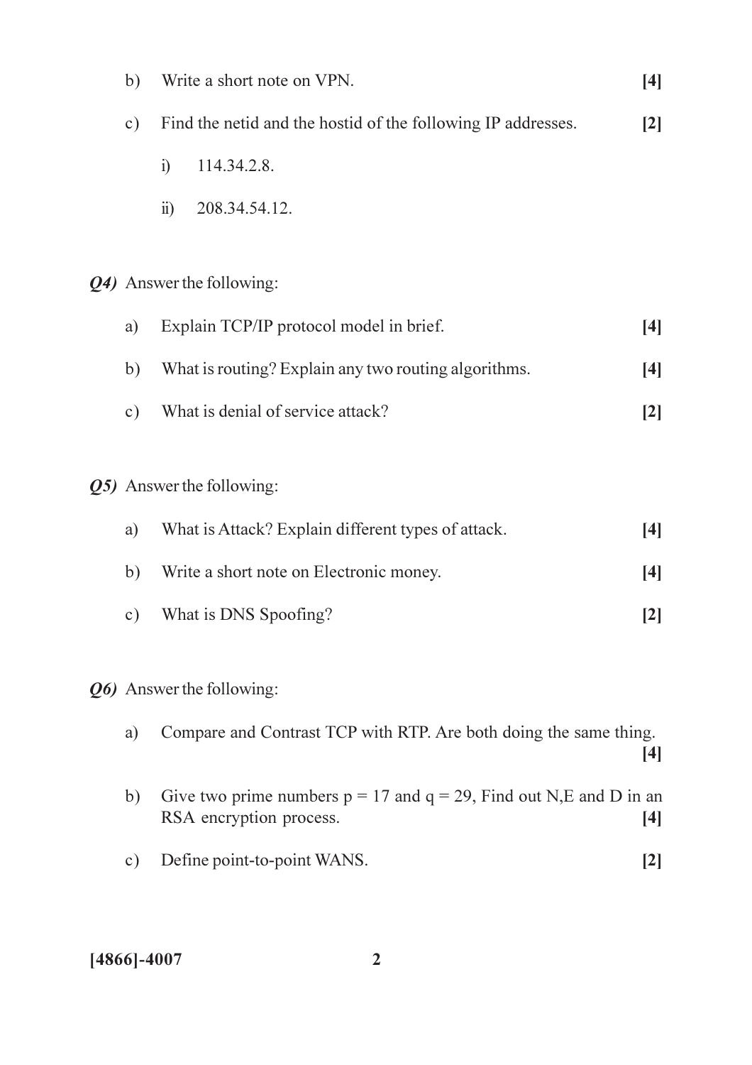b) Write a short note on VPN. **[4]**

c) Find the netid and the hostid of the following IP addresses. **[2]**

   i) 114.34.2.8.

   ii) 208.34.54.12.

***Q4)*** Answer the following:

a) Explain TCP/IP protocol model in brief. **[4]**

b) What is routing? Explain any two routing algorithms. **[4]**

c) What is denial of service attack? **[2]**

***Q5)*** Answer the following:

a) What is Attack? Explain different types of attack. **[4]**

b) Write a short note on Electronic money. **[4]**

c) What is DNS Spoofing? **[2]**

***Q6)*** Answer the following:

a) Compare and Contrast TCP with RTP. Are both doing the same thing. **[4]**

b) Give two prime numbers $p = 17$ and $q = 29$, Find out N,E and D in an RSA encryption process. **[4]**

c) Define point-to-point WANS. **[2]**

**[4866]-4007**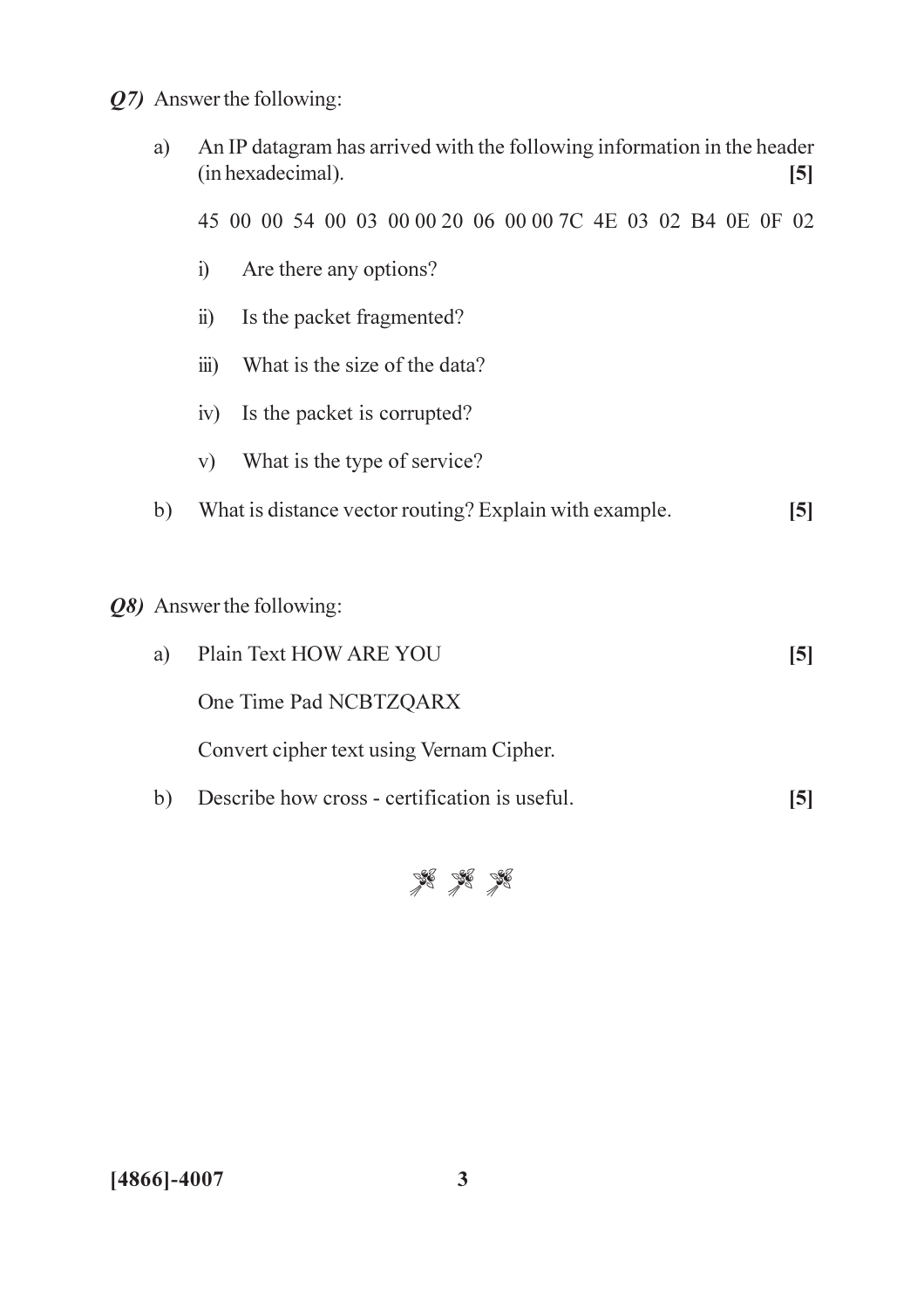***Q7)*** Answer the following:

a) An IP datagram has arrived with the following information in the header (in hexadecimal). **[5]**

45 00 00 54 00 03 00 00 20 06 00 00 7C 4E 03 02 B4 0E 0F 02

i) Are there any options?

ii) Is the packet fragmented?

iii) What is the size of the data?

iv) Is the packet is corrupted?

v) What is the type of service?

b) What is distance vector routing? Explain with example. **[5]**

***Q8)*** Answer the following:

a) Plain Text HOW ARE YOU **[5]**

One Time Pad NCBTZQARX

Convert cipher text using Vernam Cipher.

b) Describe how cross - certification is useful. **[5]**

[4866]-4007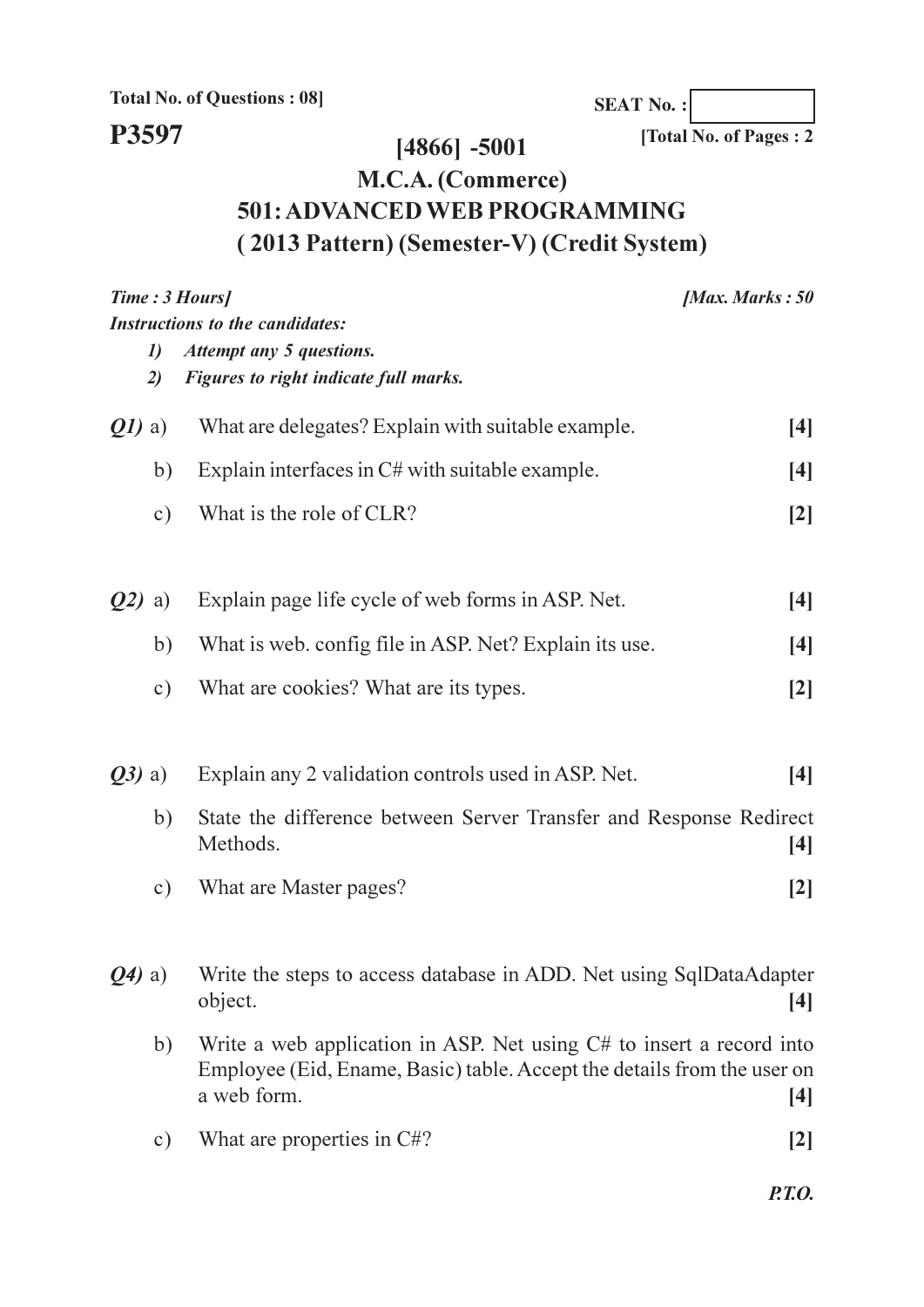**Total No. of Questions : 08]**

**SEAT No. :**

**P3597**

**[Total No. of Pages : 2**

# [4866] -5001
# M.C.A. (Commerce)
# 501: ADVANCED WEB PROGRAMMING
## ( 2013 Pattern) (Semester-V) (Credit System)

***Time : 3 Hours]*** ***[Max. Marks : 50***

***Instructions to the candidates:***

1) *Attempt any 5 questions.*
2) *Figures to right indicate full marks.*

***Q1)*** a) What are delegates? Explain with suitable example. **[4]**

b) Explain interfaces in C# with suitable example. **[4]**

c) What is the role of CLR? **[2]**

***Q2)*** a) Explain page life cycle of web forms in ASP. Net. **[4]**

b) What is web. config file in ASP. Net? Explain its use. **[4]**

c) What are cookies? What are its types. **[2]**

***Q3)*** a) Explain any 2 validation controls used in ASP. Net. **[4]**

b) State the difference between Server Transfer and Response Redirect Methods. **[4]**

c) What are Master pages? **[2]**

***Q4)*** a) Write the steps to access database in ADD. Net using SqlDataAdapter object. **[4]**

b) Write a web application in ASP. Net using C# to insert a record into Employee (Eid, Ename, Basic) table. Accept the details from the user on a web form. **[4]**

c) What are properties in C#? **[2]**

***P.T.O.***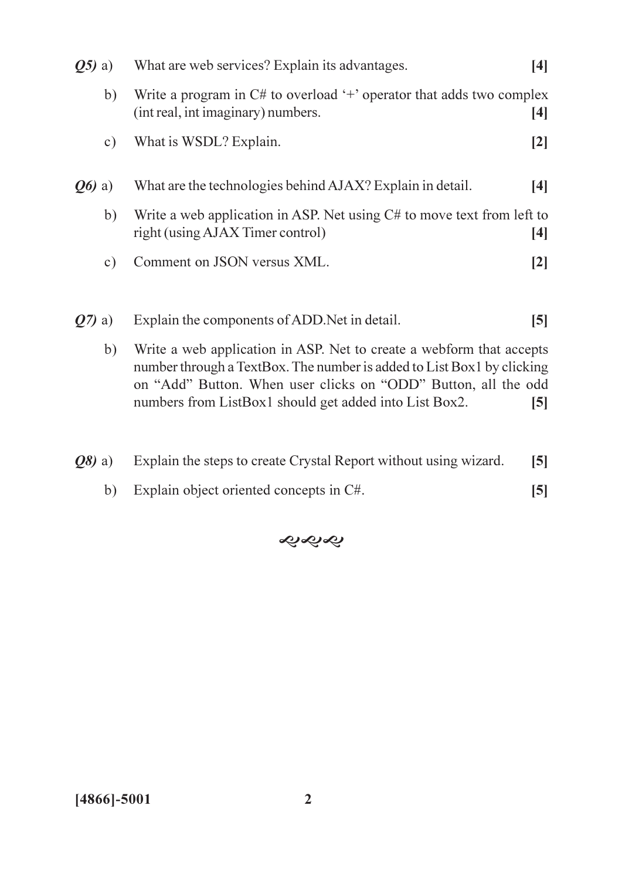***Q5)*** a) What are web services? Explain its advantages. **[4]**

b) Write a program in C# to overload '+' operator that adds two complex (int real, int imaginary) numbers. **[4]**

c) What is WSDL? Explain. **[2]**

***Q6)*** a) What are the technologies behind AJAX? Explain in detail. **[4]**

b) Write a web application in ASP. Net using C# to move text from left to right (using AJAX Timer control) **[4]**

c) Comment on JSON versus XML. **[2]**

***Q7)*** a) Explain the components of ADD.Net in detail. **[5]**

b) Write a web application in ASP. Net to create a webform that accepts number through a TextBox. The number is added to List Box1 by clicking on "Add" Button. When user clicks on "ODD" Button, all the odd numbers from ListBox1 should get added into List Box2. **[5]**

***Q8)*** a) Explain the steps to create Crystal Report without using wizard. **[5]**

b) Explain object oriented concepts in C#. **[5]**

**[4866]-5001**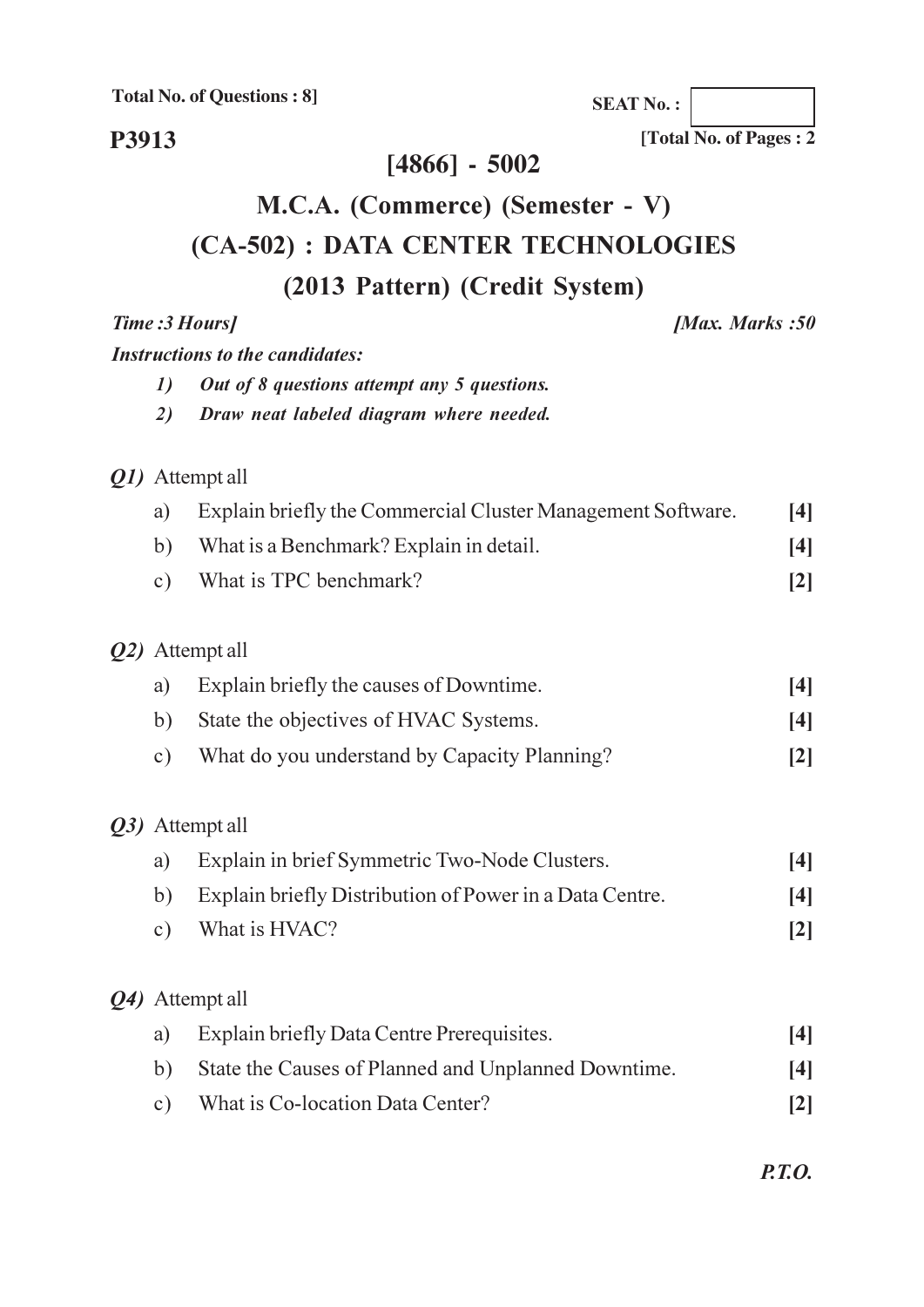**Total No. of Questions : 8]**

**SEAT No. :**

**P3913**

**[Total No. of Pages : 2**

# [4866] - 5002

# M.C.A. (Commerce) (Semester - V)

# (CA-502) : DATA CENTER TECHNOLOGIES

## (2013 Pattern) (Credit System)

***Time :3 Hours]*** ***[Max. Marks :50***

***Instructions to the candidates:***

1) *Out of 8 questions attempt any 5 questions.*
2) *Draw neat labeled diagram where needed.*

***Q1)*** Attempt all

a) Explain briefly the Commercial Cluster Management Software. **[4]**

b) What is a Benchmark? Explain in detail. **[4]**

c) What is TPC benchmark? **[2]**

***Q2)*** Attempt all

a) Explain briefly the causes of Downtime. **[4]**

b) State the objectives of HVAC Systems. **[4]**

c) What do you understand by Capacity Planning? **[2]**

***Q3)*** Attempt all

a) Explain in brief Symmetric Two-Node Clusters. **[4]**

b) Explain briefly Distribution of Power in a Data Centre. **[4]**

c) What is HVAC? **[2]**

***Q4)*** Attempt all

a) Explain briefly Data Centre Prerequisites. **[4]**

b) State the Causes of Planned and Unplanned Downtime. **[4]**

c) What is Co-location Data Center? **[2]**

***P.T.O.***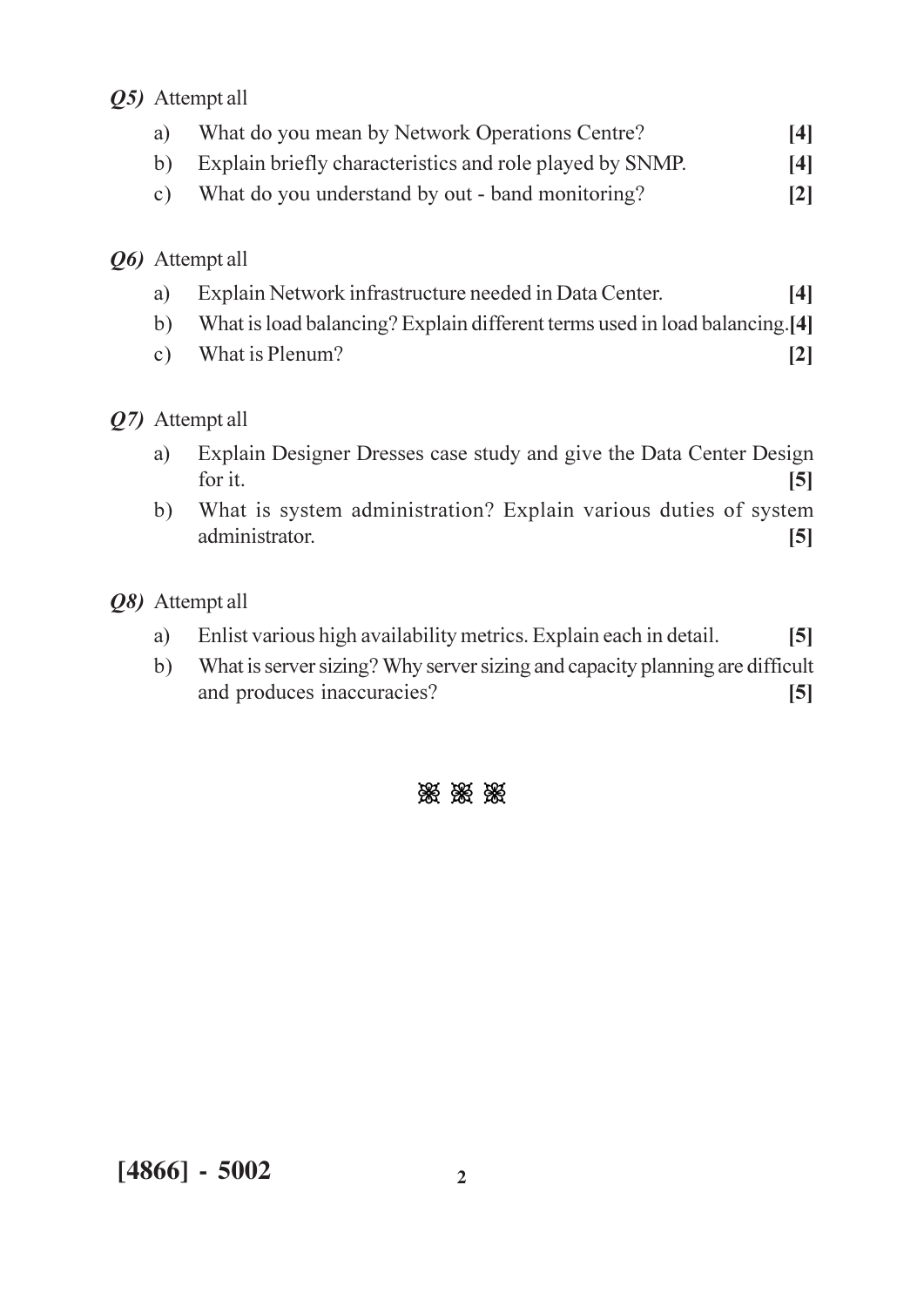***Q5)*** Attempt all

a) What do you mean by Network Operations Centre? **[4]**

b) Explain briefly characteristics and role played by SNMP. **[4]**

c) What do you understand by out - band monitoring? **[2]**

***Q6)*** Attempt all

a) Explain Network infrastructure needed in Data Center. **[4]**

b) What is load balancing? Explain different terms used in load balancing. **[4]**

c) What is Plenum? **[2]**

***Q7)*** Attempt all

a) Explain Designer Dresses case study and give the Data Center Design for it. **[5]**

b) What is system administration? Explain various duties of system administrator. **[5]**

***Q8)*** Attempt all

a) Enlist various high availability metrics. Explain each in detail. **[5]**

b) What is server sizing? Why server sizing and capacity planning are difficult and produces inaccuracies? **[5]**

⁂ ⁂ ⁂

**[4866] - 5002**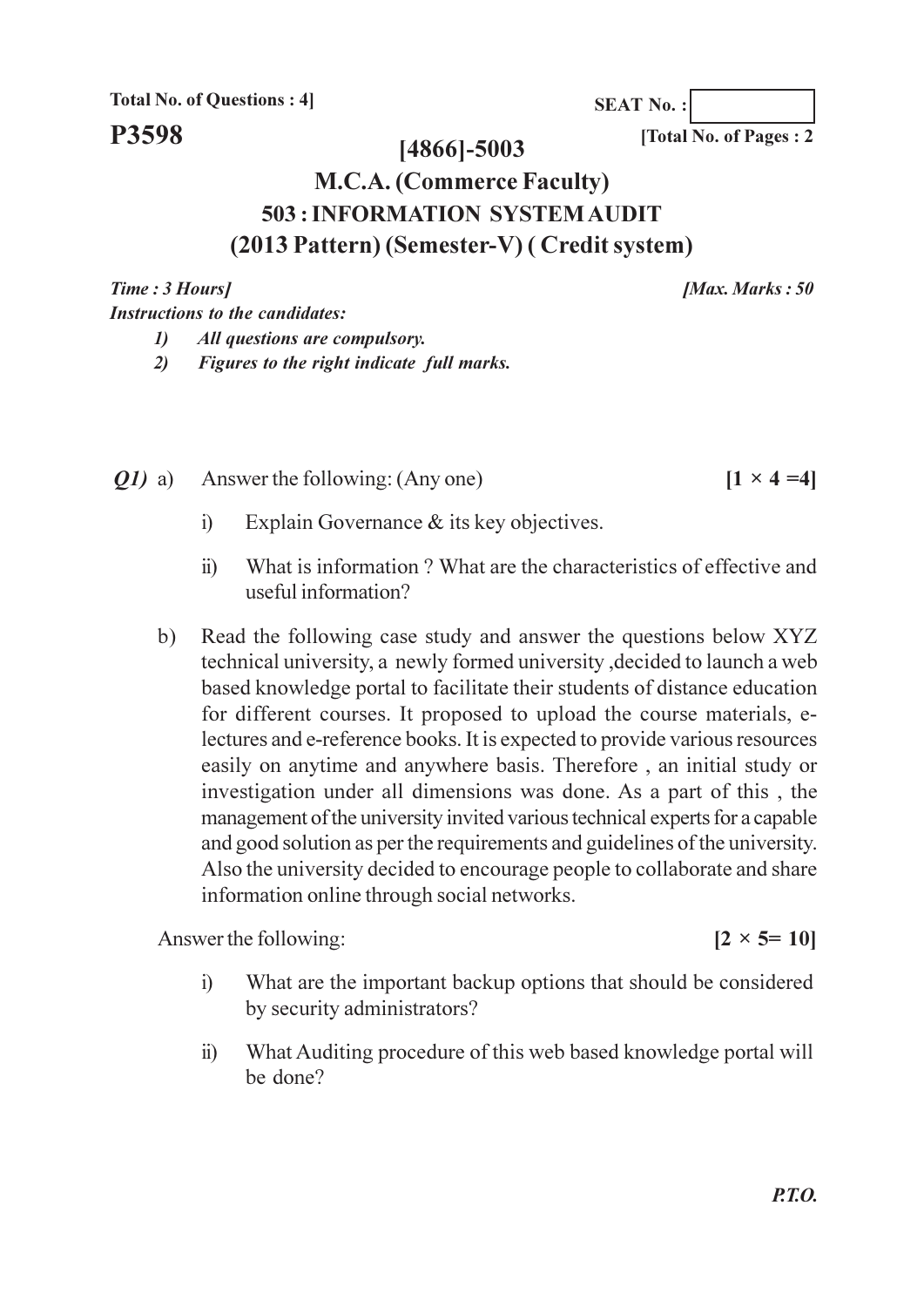**Total No. of Questions : 4]**

**SEAT No. :**

**P3598**

**[Total No. of Pages : 2**

# [4866]-5003

## M.C.A. (Commerce Faculty)

## 503 : INFORMATION SYSTEM AUDIT

## (2013 Pattern) (Semester-V) ( Credit system)

***Time : 3 Hours]*** ***[Max. Marks : 50***

***Instructions to the candidates:***

1) *All questions are compulsory.*
2) *Figures to the right indicate full marks.*

***Q1)*** a) Answer the following: (Any one) **[1 × 4 =4]**

i) Explain Governance & its key objectives.

ii) What is information ? What are the characteristics of effective and useful information?

b) Read the following case study and answer the questions below XYZ technical university, a newly formed university ,decided to launch a web based knowledge portal to facilitate their students of distance education for different courses. It proposed to upload the course materials, e-lectures and e-reference books. It is expected to provide various resources easily on anytime and anywhere basis. Therefore , an initial study or investigation under all dimensions was done. As a part of this , the management of the university invited various technical experts for a capable and good solution as per the requirements and guidelines of the university. Also the university decided to encourage people to collaborate and share information online through social networks.

Answer the following: **[2 × 5= 10]**

i) What are the important backup options that should be considered by security administrators?

ii) What Auditing procedure of this web based knowledge portal will be done?

***P.T.O.***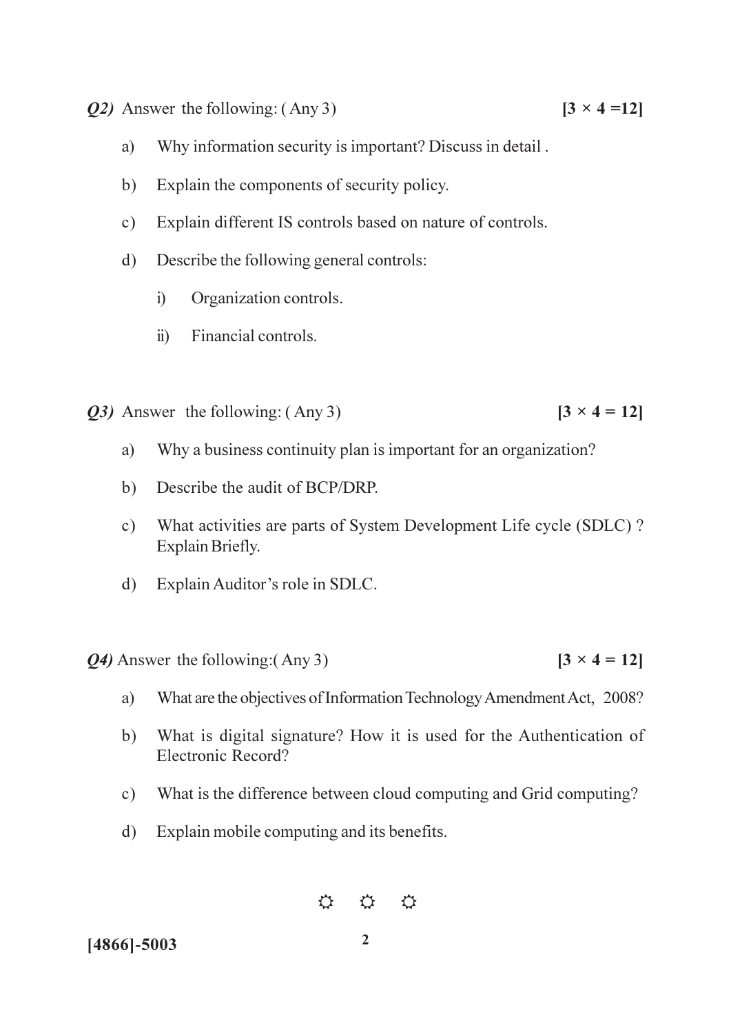***Q2)*** Answer the following: ( Any 3) **[3 × 4 =12]**

a) Why information security is important? Discuss in detail .

b) Explain the components of security policy.

c) Explain different IS controls based on nature of controls.

d) Describe the following general controls:

   i) Organization controls.

   ii) Financial controls.

***Q3)*** Answer the following: ( Any 3) **[3 × 4 = 12]**

a) Why a business continuity plan is important for an organization?

b) Describe the audit of BCP/DRP.

c) What activities are parts of System Development Life cycle (SDLC) ? Explain Briefly.

d) Explain Auditor's role in SDLC.

***Q4)*** Answer the following:( Any 3) **[3 × 4 = 12]**

a) What are the objectives of Information Technology Amendment Act, 2008?

b) What is digital signature? How it is used for the Authentication of Electronic Record?

c) What is the difference between cloud computing and Grid computing?

d) Explain mobile computing and its benefits.

☼ ☼ ☼

**[4866]-5003**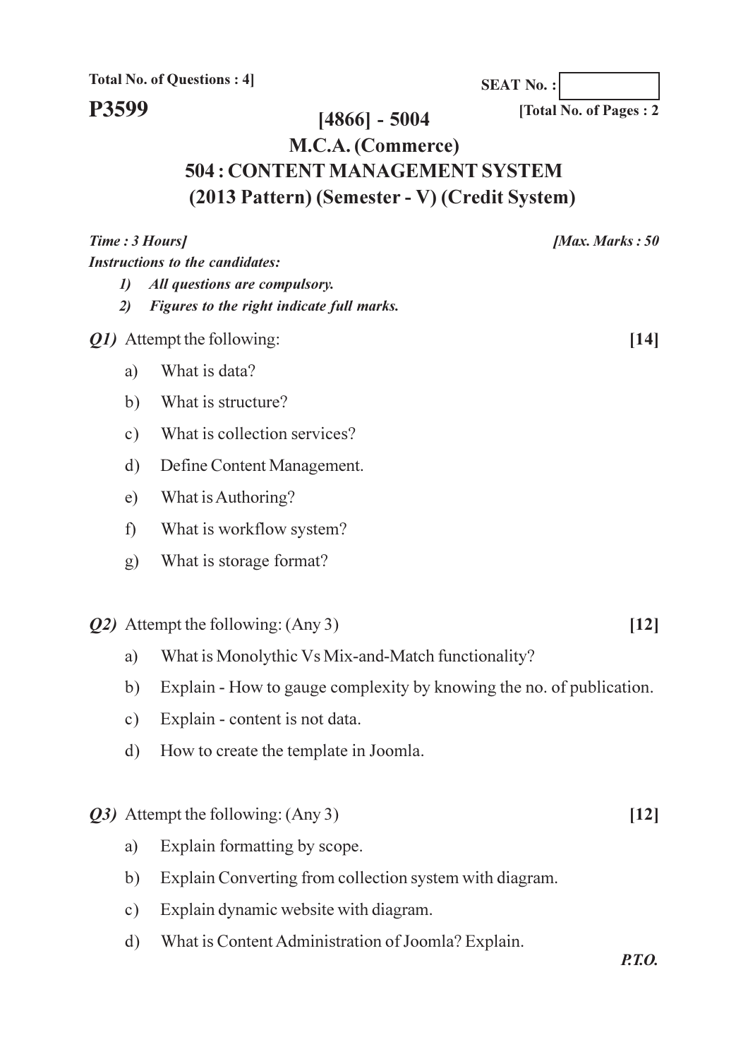**Total No. of Questions : 4]**

**SEAT No. :**

**P3599**

**[Total No. of Pages : 2**

# [4866] - 5004

# M.C.A. (Commerce)

# 504 : CONTENT MANAGEMENT SYSTEM

# (2013 Pattern) (Semester - V) (Credit System)

***Time : 3 Hours]*** ***[Max. Marks : 50***

***Instructions to the candidates:***

1) ***All questions are compulsory.***
2) ***Figures to the right indicate full marks.***

***Q1)*** Attempt the following: **[14]**

a) What is data?

b) What is structure?

c) What is collection services?

d) Define Content Management.

e) What is Authoring?

f) What is workflow system?

g) What is storage format?

***Q2)*** Attempt the following: (Any 3) **[12]**

a) What is Monolythic Vs Mix-and-Match functionality?

b) Explain - How to gauge complexity by knowing the no. of publication.

c) Explain - content is not data.

d) How to create the template in Joomla.

***Q3)*** Attempt the following: (Any 3) **[12]**

a) Explain formatting by scope.

b) Explain Converting from collection system with diagram.

c) Explain dynamic website with diagram.

d) What is Content Administration of Joomla? Explain.

***P.T.O.***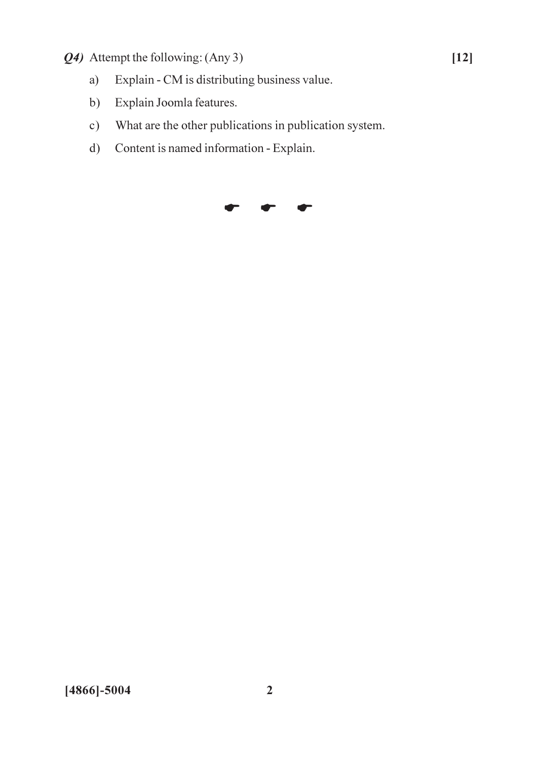***Q4)*** Attempt the following: (Any 3) **[12]**

a) Explain - CM is distributing business value.

b) Explain Joomla features.

c) What are the other publications in publication system.

d) Content is named information - Explain.

☛ ☛ ☛

**[4866]-5004**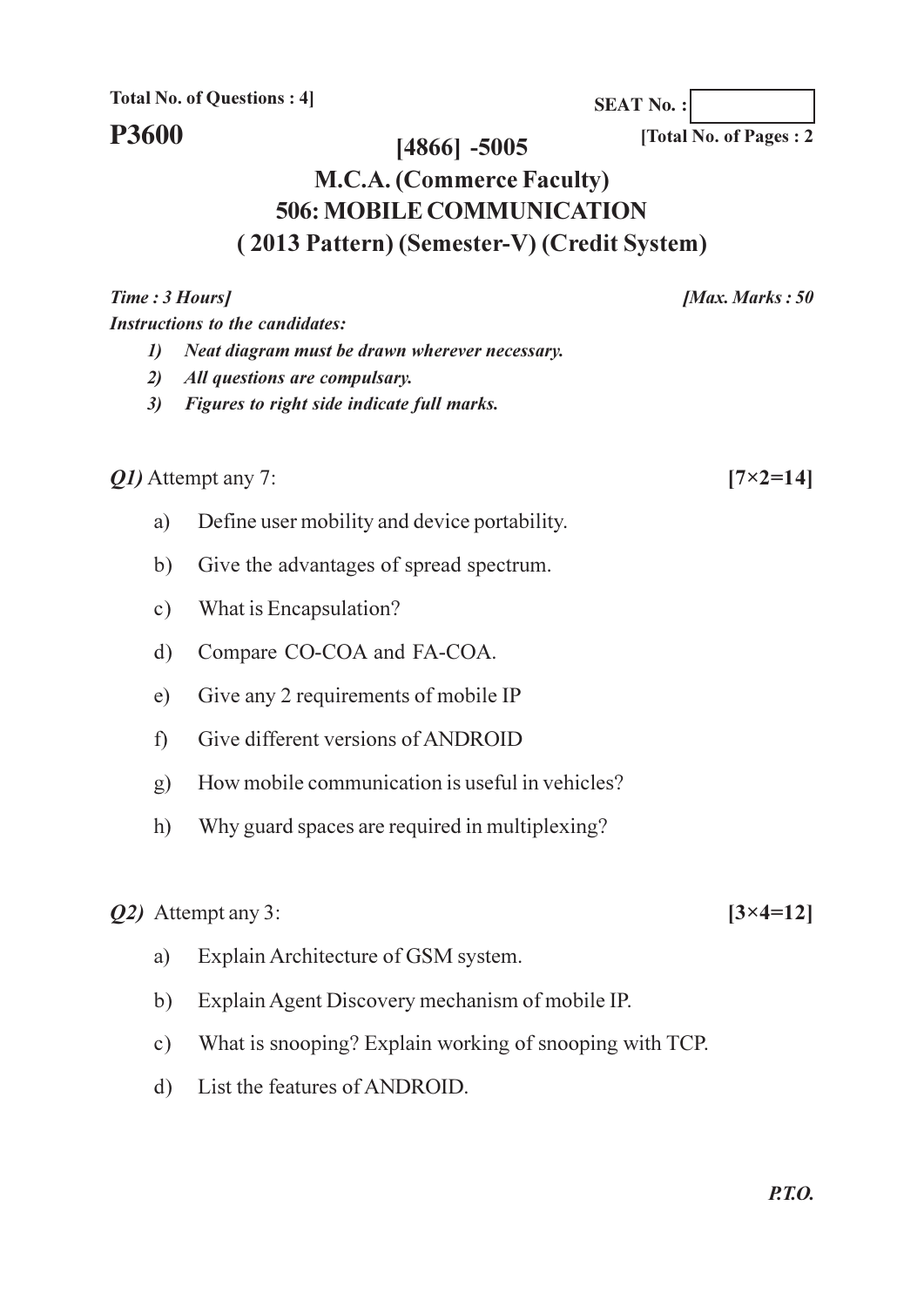Total No. of Questions : 4]

SEAT No. :

**P3600**

[Total No. of Pages : 2

# [4866] -5005

## M.C.A. (Commerce Faculty)

## 506: MOBILE COMMUNICATION

## ( 2013 Pattern) (Semester-V) (Credit System)

*Time : 3 Hours]* *[Max. Marks : 50*

*Instructions to the candidates:*

1) *Neat diagram must be drawn wherever necessary.*
2) *All questions are compulsary.*
3) *Figures to right side indicate full marks.*

*Q1)* Attempt any 7: **[7×2=14]**

a) Define user mobility and device portability.

b) Give the advantages of spread spectrum.

c) What is Encapsulation?

d) Compare CO-COA and FA-COA.

e) Give any 2 requirements of mobile IP

f) Give different versions of ANDROID

g) How mobile communication is useful in vehicles?

h) Why guard spaces are required in multiplexing?

*Q2)* Attempt any 3: **[3×4=12]**

a) Explain Architecture of GSM system.

b) Explain Agent Discovery mechanism of mobile IP.

c) What is snooping? Explain working of snooping with TCP.

d) List the features of ANDROID.

*P.T.O.*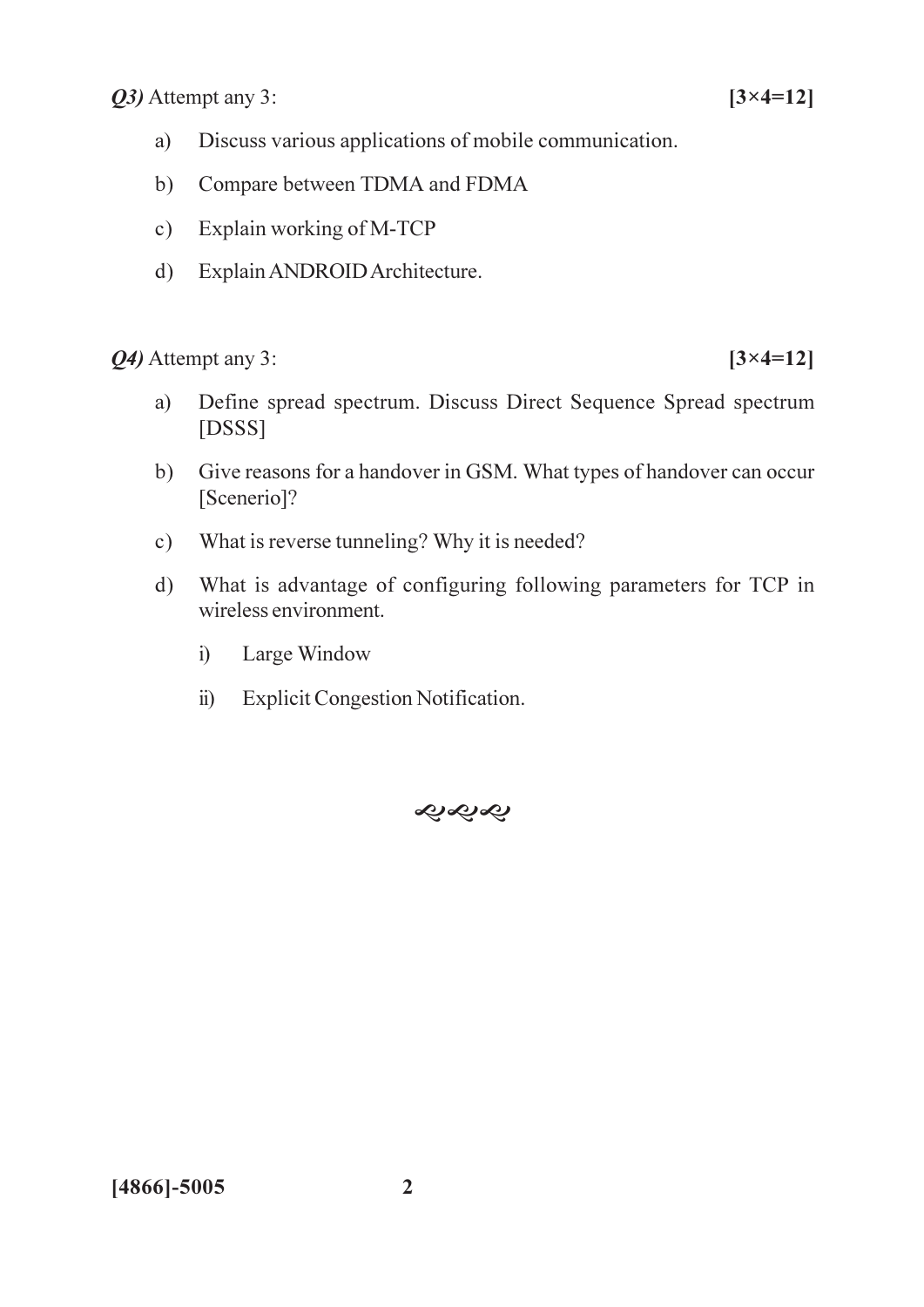***Q3)*** Attempt any 3: **[3×4=12]**

a) Discuss various applications of mobile communication.

b) Compare between TDMA and FDMA

c) Explain working of M-TCP

d) Explain ANDROID Architecture.

***Q4)*** Attempt any 3: **[3×4=12]**

a) Define spread spectrum. Discuss Direct Sequence Spread spectrum [DSSS]

b) Give reasons for a handover in GSM. What types of handover can occur [Scenerio]?

c) What is reverse tunneling? Why it is needed?

d) What is advantage of configuring following parameters for TCP in wireless environment.

   i) Large Window

   ii) Explicit Congestion Notification.

**[4866]-5005**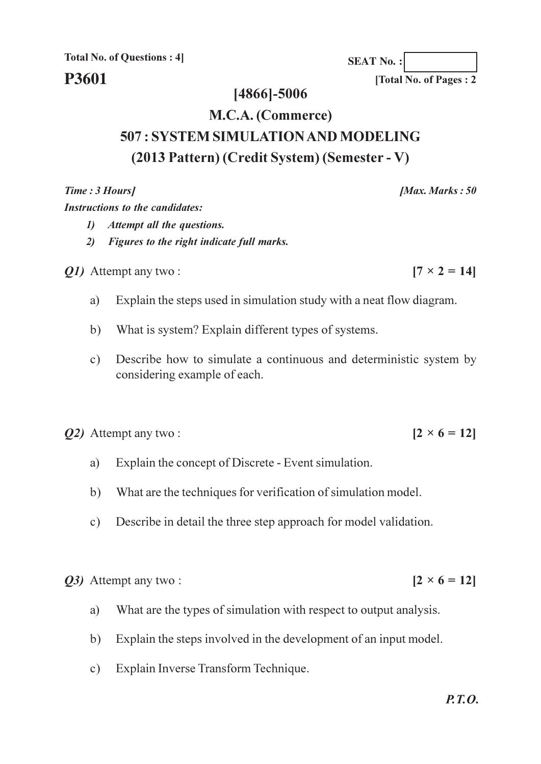**Total No. of Questions : 4]**

**SEAT No. :**

# P3601

**[Total No. of Pages : 2**

## [4866]-5006

## M.C.A. (Commerce)

## 507 : SYSTEM SIMULATION AND MODELING

## (2013 Pattern) (Credit System) (Semester - V)

***Time : 3 Hours]*** ***[Max. Marks : 50***

***Instructions to the candidates:***

1) *Attempt all the questions.*
2) *Figures to the right indicate full marks.*

***Q1)*** Attempt any two : **[7 × 2 = 14]**

a) Explain the steps used in simulation study with a neat flow diagram.

b) What is system? Explain different types of systems.

c) Describe how to simulate a continuous and deterministic system by considering example of each.

***Q2)*** Attempt any two : **[2 × 6 = 12]**

a) Explain the concept of Discrete - Event simulation.

b) What are the techniques for verification of simulation model.

c) Describe in detail the three step approach for model validation.

***Q3)*** Attempt any two : **[2 × 6 = 12]**

a) What are the types of simulation with respect to output analysis.

b) Explain the steps involved in the development of an input model.

c) Explain Inverse Transform Technique.

***P.T.O.***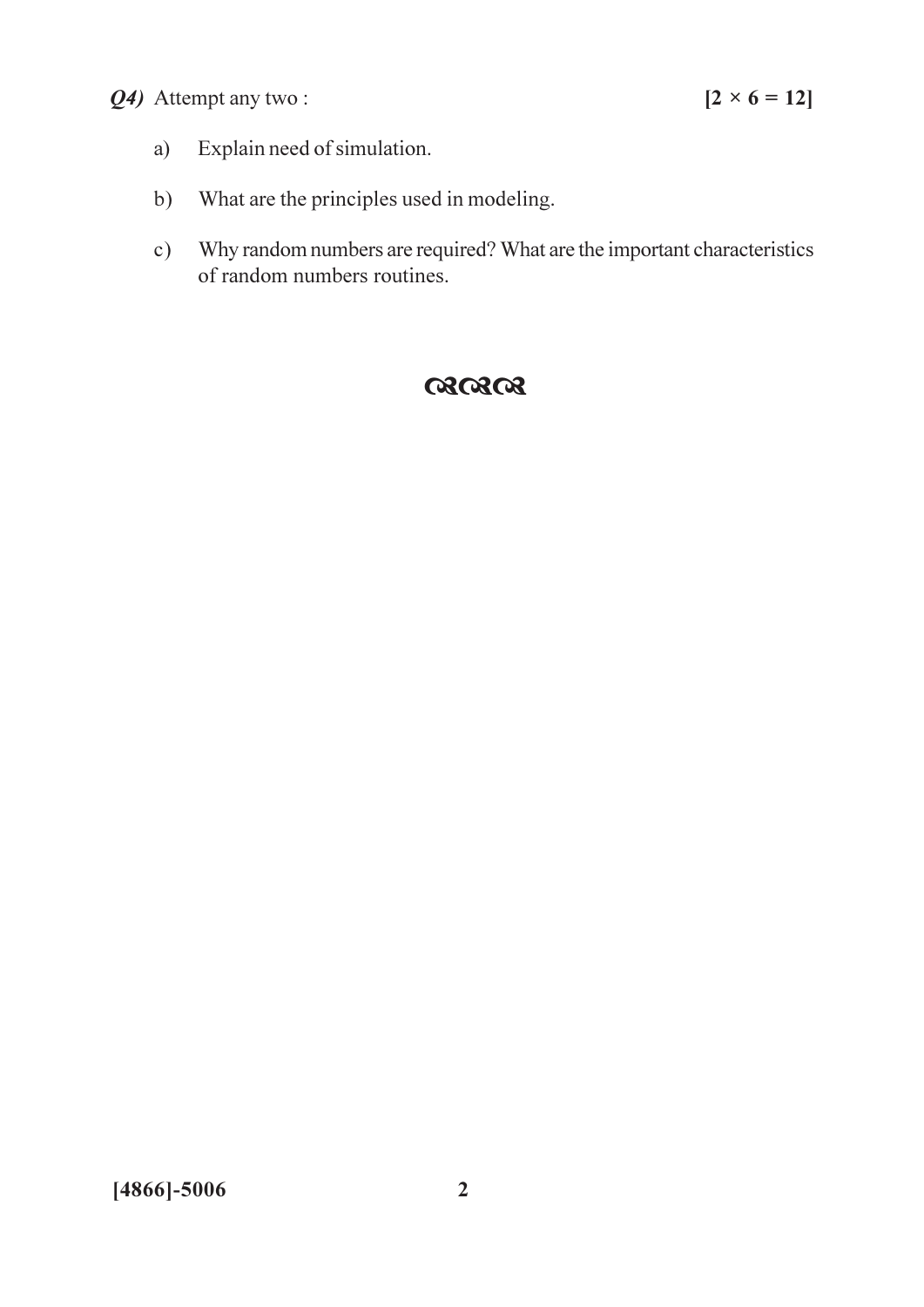***Q4)*** Attempt any two : **[2 × 6 = 12]**

a) Explain need of simulation.

b) What are the principles used in modeling.

c) Why random numbers are required? What are the important characteristics of random numbers routines.

**[4866]-5006**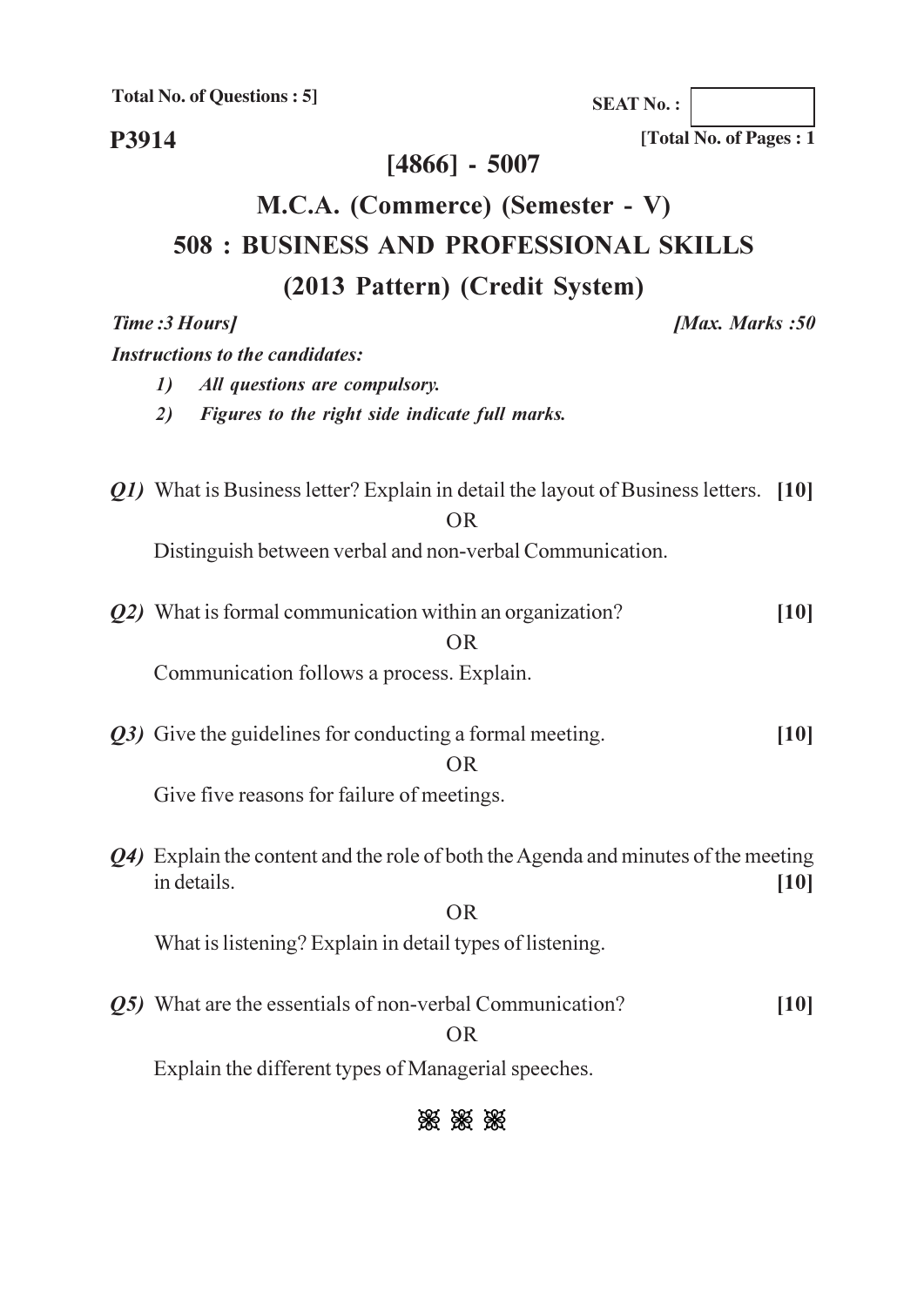**Total No. of Questions : 5]**

**SEAT No. :**

**P3914**

**[Total No. of Pages : 1**

# [4866] - 5007

# M.C.A. (Commerce) (Semester - V)

## 508 : BUSINESS AND PROFESSIONAL SKILLS

## (2013 Pattern) (Credit System)

***Time :3 Hours]*** ***[Max. Marks :50***

***Instructions to the candidates:***

1) *All questions are compulsory.*
2) *Figures to the right side indicate full marks.*

***Q1)*** What is Business letter? Explain in detail the layout of Business letters. **[10]**

OR

Distinguish between verbal and non-verbal Communication.

***Q2)*** What is formal communication within an organization? **[10]**

OR

Communication follows a process. Explain.

***Q3)*** Give the guidelines for conducting a formal meeting. **[10]**

OR

Give five reasons for failure of meetings.

***Q4)*** Explain the content and the role of both the Agenda and minutes of the meeting in details. **[10]**

OR

What is listening? Explain in detail types of listening.

***Q5)*** What are the essentials of non-verbal Communication? **[10]**

OR

Explain the different types of Managerial speeches.

❀ ❀ ❀